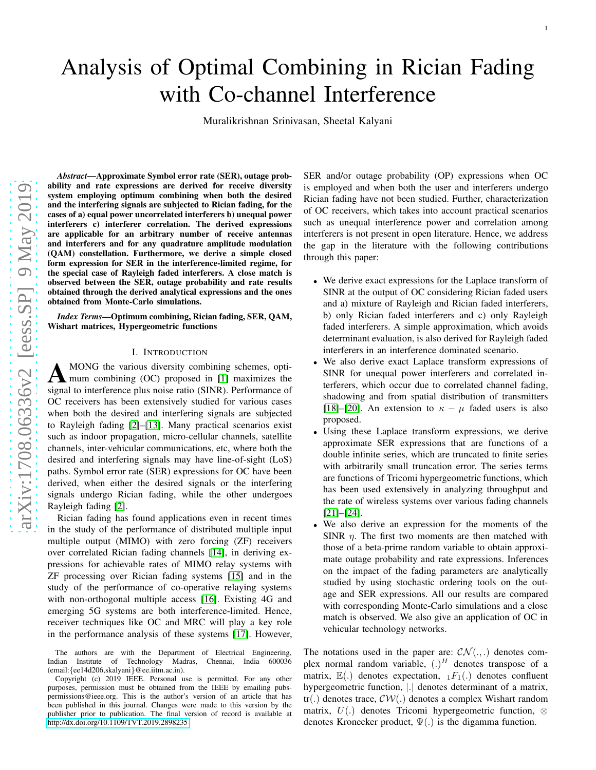# Analysis of Optimal Combining in Rician Fading with Co-channel Interference

Muralikrishnan Srinivasan, Sheetal Kalyani

***Abstract*—Approximate Symbol error rate (SER), outage probability and rate expressions are derived for receive diversity system employing optimum combining when both the desired and the interfering signals are subjected to Rician fading, for the cases of a) equal power uncorrelated interferers b) unequal power interferers c) interferer correlation. The derived expressions are applicable for an arbitrary number of receive antennas and interferers and for any quadrature amplitude modulation (QAM) constellation. Furthermore, we derive a simple closed form expression for SER in the interference-limited regime, for the special case of Rayleigh faded interferers. A close match is observed between the SER, outage probability and rate results obtained through the derived analytical expressions and the ones obtained from Monte-Carlo simulations.**

***Index Terms*—Optimum combining, Rician fading, SER, QAM, Wishart matrices, Hypergeometric functions**

## I. Introduction

AMONG the various diversity combining schemes, optimum combining (OC) proposed in [1] maximizes the signal to interference plus noise ratio (SINR). Performance of OC receivers has been extensively studied for various cases when both the desired and interfering signals are subjected to Rayleigh fading [2]–[13]. Many practical scenarios exist such as indoor propagation, micro-cellular channels, satellite channels, inter-vehicular communications, etc, where both the desired and interfering signals may have line-of-sight (LoS) paths. Symbol error rate (SER) expressions for OC have been derived, when either the desired signals or the interfering signals undergo Rician fading, while the other undergoes Rayleigh fading [2].

Rician fading has found applications even in recent times in the study of the performance of distributed multiple input multiple output (MIMO) with zero forcing (ZF) receivers over correlated Rician fading channels [14], in deriving expressions for achievable rates of MIMO relay systems with ZF processing over Rician fading systems [15] and in the study of the performance of co-operative relaying systems with non-orthogonal multiple access [16]. Existing 4G and emerging 5G systems are both interference-limited. Hence, receiver techniques like OC and MRC will play a key role in the performance analysis of these systems [17]. However, SER and/or outage probability (OP) expressions when OC is employed and when both the user and interferers undergo Rician fading have not been studied. Further, characterization of OC receivers, which takes into account practical scenarios such as unequal interference power and correlation among interferers is not present in open literature. Hence, we address the gap in the literature with the following contributions through this paper:

- We derive exact expressions for the Laplace transform of SINR at the output of OC considering Rician faded users and a) mixture of Rayleigh and Rician faded interferers, b) only Rician faded interferers and c) only Rayleigh faded interferers. A simple approximation, which avoids determinant evaluation, is also derived for Rayleigh faded interferers in an interference dominated scenario.
- We also derive exact Laplace transform expressions of SINR for unequal power interferers and correlated interferers, which occur due to correlated channel fading, shadowing and from spatial distribution of transmitters [18]–[20]. An extension to $\kappa-\mu$ faded users is also proposed.
- Using these Laplace transform expressions, we derive approximate SER expressions that are functions of a double infinite series, which are truncated to finite series with arbitrarily small truncation error. The series terms are functions of Tricomi hypergeometric functions, which has been used extensively in analyzing throughput and the rate of wireless systems over various fading channels [21]–[24].
- We also derive an expression for the moments of the SINR $\eta$. The first two moments are then matched with those of a beta-prime random variable to obtain approximate outage probability and rate expressions. Inferences on the impact of the fading parameters are analytically studied by using stochastic ordering tools on the outage and SER expressions. All our results are compared with corresponding Monte-Carlo simulations and a close match is observed. We also give an application of OC in vehicular technology networks.

The notations used in the paper are: $\mathcal{CN}(.,.)$ denotes complex normal random variable, $(.)^H$ denotes transpose of a matrix, $\mathbb{E}(.)$ denotes expectation, ${}_1F_1(.)$ denotes confluent hypergeometric function, $|.|$ denotes determinant of a matrix, tr$(.)$ denotes trace, $\mathcal{CW}(.)$ denotes a complex Wishart random matrix, $U(.)$ denotes Tricomi hypergeometric function, $\otimes$ denotes Kronecker product, $\Psi(.)$ is the digamma function.

The authors are with the Department of Electrical Engineering, Indian Institute of Technology Madras, Chennai, India 600036 (email:{ee14d206,skalyani}@ee.iitm.ac.in).

Copyright (c) 2019 IEEE. Personal use is permitted. For any other purposes, permission must be obtained from the IEEE by emailing pubs-permissions@ieee.org. This is the author's version of an article that has been published in this journal. Changes were made to this version by the publisher prior to publication. The final version of record is available at http://dx.doi.org/10.1109/TVT.2019.2898235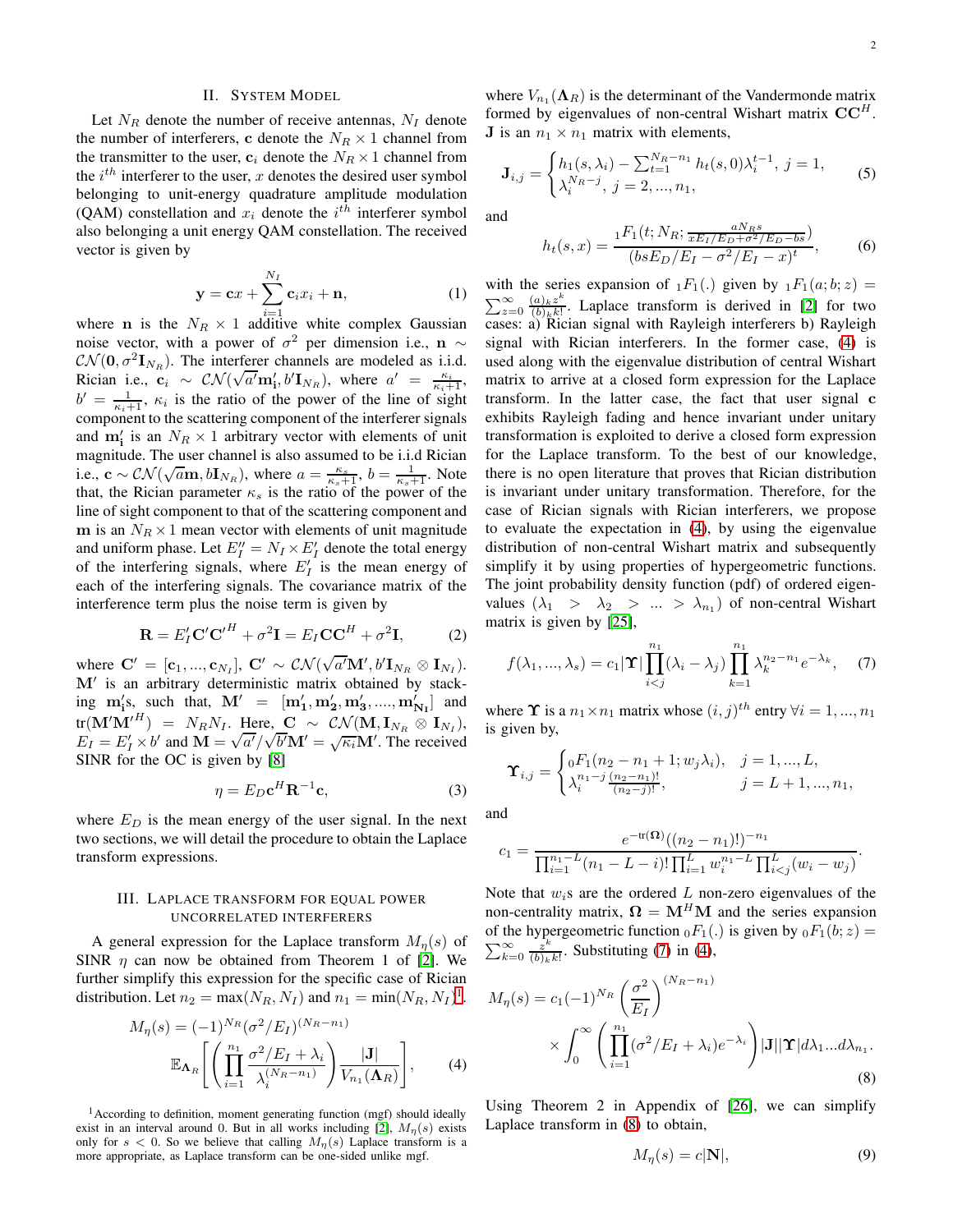## II. System Model

Let $N_R$ denote the number of receive antennas, $N_I$ denote the number of interferers, $\mathbf{c}$ denote the $N_R \times 1$ channel from the transmitter to the user, $\mathbf{c}_i$ denote the $N_R \times 1$ channel from the $i^{th}$ interferer to the user, $x$ denotes the desired user symbol belonging to unit-energy quadrature amplitude modulation (QAM) constellation and $x_i$ denote the $i^{th}$ interferer symbol also belonging a unit energy QAM constellation. The received vector is given by

$$\mathbf{y} = \mathbf{c}x + \sum_{i=1}^{N_I} \mathbf{c}_i x_i + \mathbf{n}, \tag{1}$$

where $\mathbf{n}$ is the $N_R \times 1$ additive white complex Gaussian noise vector, with a power of $\sigma^2$ per dimension i.e., $\mathbf{n} \sim \mathcal{CN}(\mathbf{0}, \sigma^2 \mathbf{I}_{N_R})$. The interferer channels are modeled as i.i.d. Rician i.e., $\mathbf{c}_i \sim \mathcal{CN}(\sqrt{a'}\mathbf{m}'_{\mathbf{i}}, b'\mathbf{I}_{N_R})$, where $a' = \frac{\kappa_i}{\kappa_i+1}$, $b' = \frac{1}{\kappa_i+1}$, $\kappa_i$ is the ratio of the power of the line of sight component to the scattering component of the interferer signals and $\mathbf{m}'_{\mathbf{i}}$ is an $N_R \times 1$ arbitrary vector with elements of unit magnitude. The user channel is also assumed to be i.i.d Rician i.e., $\mathbf{c} \sim \mathcal{CN}(\sqrt{a}\mathbf{m}, b\mathbf{I}_{N_R})$, where $a = \frac{\kappa_s}{\kappa_s+1}$, $b = \frac{1}{\kappa_s+1}$. Note that, the Rician parameter $\kappa_s$ is the ratio of the power of the line of sight component to that of the scattering component and $\mathbf{m}$ is an $N_R \times 1$ mean vector with elements of unit magnitude and uniform phase. Let $E''_I = N_I \times E'_I$ denote the total energy of the interfering signals, where $E'_I$ is the mean energy of each of the interfering signals. The covariance matrix of the interference term plus the noise term is given by

$$\mathbf{R} = E'_I \mathbf{C}' \mathbf{C}'^H + \sigma^2 \mathbf{I} = E_I \mathbf{C}\mathbf{C}^H + \sigma^2 \mathbf{I}, \tag{2}$$

where $\mathbf{C}' = [\mathbf{c}_1, ..., \mathbf{c}_{N_I}]$, $\mathbf{C}' \sim \mathcal{CN}(\sqrt{a'}\mathbf{M}', b'\mathbf{I}_{N_R} \otimes \mathbf{I}_{N_I})$. $\mathbf{M}'$ is an arbitrary deterministic matrix obtained by stacking $\mathbf{m}'_{\mathbf{i}}$s, such that, $\mathbf{M}' = [\mathbf{m}'_{\mathbf{1}}, \mathbf{m}'_{\mathbf{2}}, \mathbf{m}'_{\mathbf{3}}, ...., \mathbf{m}'_{\mathbf{N_I}}]$ and $\text{tr}(\mathbf{M}'\mathbf{M}'^H) = N_R N_I$. Here, $\mathbf{C} \sim \mathcal{CN}(\mathbf{M}, \mathbf{I}_{N_R} \otimes \mathbf{I}_{N_I})$, $E_I = E'_I \times b'$ and $\mathbf{M} = \sqrt{a'}/\sqrt{b'}\mathbf{M}' = \sqrt{\kappa_i}\mathbf{M}'$. The received SINR for the OC is given by [8]

$$\eta = E_D \mathbf{c}^H \mathbf{R}^{-1} \mathbf{c}, \tag{3}$$

where $E_D$ is the mean energy of the user signal. In the next two sections, we will detail the procedure to obtain the Laplace transform expressions.

## III. Laplace transform for equal power uncorrelated interferers

A general expression for the Laplace transform $M_\eta(s)$ of SINR $\eta$ can now be obtained from Theorem 1 of [2]. We further simplify this expression for the specific case of Rician distribution. Let $n_2 = \max(N_R, N_I)$ and $n_1 = \min(N_R, N_I)$[1].

$$M_\eta(s) = (-1)^{N_R} (\sigma^2/E_I)^{(N_R - n_1)} \mathbb{E}_{\mathbf{\Lambda}_R}\left[\left(\prod_{i=1}^{n_1} \frac{\sigma^2/E_I + \lambda_i}{\lambda_i^{(N_R-n_1)}}\right) \frac{|\mathbf{J}|}{V_{n_1}(\mathbf{\Lambda}_R)}\right], \tag{4}$$

where $V_{n_1}(\mathbf{\Lambda}_R)$ is the determinant of the Vandermonde matrix formed by eigenvalues of non-central Wishart matrix $\mathbf{C}\mathbf{C}^H$. $\mathbf{J}$ is an $n_1 \times n_1$ matrix with elements,

$$\mathbf{J}_{i,j} = \begin{cases} h_1(s, \lambda_i) - \sum_{t=1}^{N_R - n_1} h_t(s, 0)\lambda_i^{t-1}, & j = 1, \\ \lambda_i^{N_R - j}, & j = 2, ..., n_1, \end{cases} \tag{5}$$

and

$$h_t(s, x) = \frac{{}_1F_1(t; N_R; \frac{aN_R s}{xE_I/E_D + \sigma^2/E_D - bs})}{(bsE_D/E_I - \sigma^2/E_I - x)^t}, \tag{6}$$

with the series expansion of ${}_1F_1(.)$ given by ${}_1F_1(a; b; z) = \sum_{z=0}^{\infty} \frac{(a)_k z^k}{(b)_k k!}$. Laplace transform is derived in [2] for two cases: a) Rician signal with Rayleigh interferers b) Rayleigh signal with Rician interferers. In the former case, (4) is used along with the eigenvalue distribution of central Wishart matrix to arrive at a closed form expression for the Laplace transform. In the latter case, the fact that user signal $\mathbf{c}$ exhibits Rayleigh fading and hence invariant under unitary transformation is exploited to derive a closed form expression for the Laplace transform. To the best of our knowledge, there is no open literature that proves that Rician distribution is invariant under unitary transformation. Therefore, for the case of Rician signals with Rician interferers, we propose to evaluate the expectation in (4), by using the eigenvalue distribution of non-central Wishart matrix and subsequently simplify it by using properties of hypergeometric functions. The joint probability density function (pdf) of ordered eigenvalues ($\lambda_1 > \lambda_2 > ... > \lambda_{n_1}$) of non-central Wishart matrix is given by [25],

$$f(\lambda_1, ..., \lambda_s) = c_1 |\mathbf{\Upsilon}| \prod_{i<j}^{n_1} (\lambda_i - \lambda_j) \prod_{k=1}^{n_1} \lambda_k^{n_2 - n_1} e^{-\lambda_k}, \tag{7}$$

where $\mathbf{\Upsilon}$ is a $n_1 \times n_1$ matrix whose $(i, j)^{th}$ entry $\forall i = 1, ..., n_1$ is given by,

$$\mathbf{\Upsilon}_{i,j} = \begin{cases} {}_0F_1(n_2 - n_1 + 1; w_j \lambda_i), & j = 1, ..., L, \\ \lambda_i^{n_1 - j} \frac{(n_2 - n_1)!}{(n_2 - j)!}, & j = L + 1, ..., n_1, \end{cases}$$

and

$$c_1 = \frac{e^{-\text{tr}(\mathbf{\Omega})}((n_2 - n_1)!)^{-n_1}}{\prod_{i=1}^{n_1 - L}(n_1 - L - i)! \prod_{i=1}^{L} w_i^{n_1 - L} \prod_{i<j}^{L}(w_i - w_j)}.$$

Note that $w_i$s are the ordered $L$ non-zero eigenvalues of the non-centrality matrix, $\mathbf{\Omega} = \mathbf{M}^H \mathbf{M}$ and the series expansion of the hypergeometric function ${}_0F_1(.)$ is given by ${}_0F_1(b; z) = \sum_{k=0}^{\infty} \frac{z^k}{(b)_k k!}$. Substituting (7) in (4),

$$M_\eta(s) = c_1 (-1)^{N_R} \left(\frac{\sigma^2}{E_I}\right)^{(N_R - n_1)} \times \int_0^{\infty} \left(\prod_{i=1}^{n_1} (\sigma^2/E_I + \lambda_i) e^{-\lambda_i}\right) |\mathbf{J}| |\mathbf{\Upsilon}| d\lambda_1 ... d\lambda_{n_1}. \tag{8}$$

Using Theorem 2 in Appendix of [26], we can simplify Laplace transform in (8) to obtain,

$$M_\eta(s) = c|\mathbf{N}|, \tag{9}$$

[1] According to definition, moment generating function (mgf) should ideally exist in an interval around 0. But in all works including [2], $M_\eta(s)$ exists only for $s < 0$. So we believe that calling $M_\eta(s)$ Laplace transform is a more appropriate, as Laplace transform can be one-sided unlike mgf.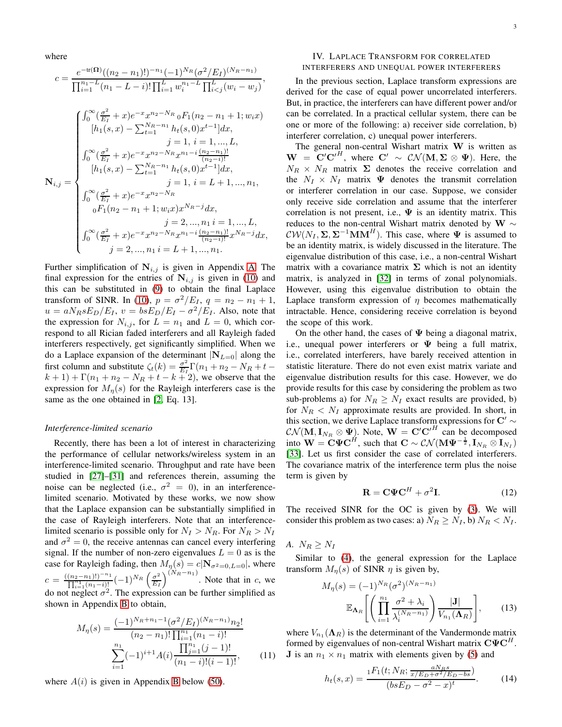where

$$c = \frac{e^{-\text{tr}(\boldsymbol{\Omega})}((n_2-n_1)!)^{-n_1}(-1)^{N_R}(\sigma^2/E_I)^{(N_R-n_1)}}{\prod_{i=1}^{n_1-L}(n_1-L-i)!\prod_{i=1}^{L}w_i^{n_1-L}\prod_{i<j}^{L}(w_i-w_j)},$$

$$\mathbf{N}_{i,j} = \begin{cases} \int_0^\infty (\frac{\sigma^2}{E_I}+x)e^{-x}x^{n_2-N_R}\,{}_0F_1(n_2-n_1+1;w_i x) \\ \quad [h_1(s,x) - \sum_{t=1}^{N_R-n_1} h_t(s,0)x^{t-1}]dx, \\ \qquad\qquad j=1,\ i=1,...,L, \\ \int_0^\infty (\frac{\sigma^2}{E_I}+x)e^{-x}x^{n_2-N_R}x^{n_1-i}\frac{(n_2-n_1)!}{(n_2-i)!} \\ \quad [h_1(s,x) - \sum_{t=1}^{N_R-n_1} h_t(s,0)x^{t-1}]dx, \\ \qquad\qquad j=1,\ i=L+1,...,n_1, \\ \int_0^\infty (\frac{\sigma^2}{E_I}+x)e^{-x}x^{n_2-N_R} \\ \quad {}_0F_1(n_2-n_1+1;w_i x)x^{N_R-j}dx, \\ \qquad\qquad j=2,...,n_1\ i=1,...,L, \\ \int_0^\infty (\frac{\sigma^2}{E_I}+x)e^{-x}x^{n_2-N_R}x^{n_1-i}\frac{(n_2-n_1)!}{(n_2-i)!}x^{N_R-j}dx, \\ \qquad\qquad j=2,...,n_1\ i=L+1,...,n_1. \end{cases}$$

Further simplification of $\mathbf{N}_{i,j}$ is given in Appendix A. The final expression for the entries of $\mathbf{N}_{i,j}$ is given in (10) and this can be substituted in (9) to obtain the final Laplace transform of SINR. In (10), $p = \sigma^2/E_I$, $q = n_2 - n_1 + 1$, $u = aN_R sE_D/E_I$, $v = bsE_D/E_I - \sigma^2/E_I$. Also, note that the expression for $N_{i,j}$, for $L = n_1$ and $L = 0$, which correspond to all Rician faded interferers and all Rayleigh faded interferers respectively, get significantly simplified. When we do a Laplace expansion of the determinant $|\mathbf{N}_{L=0}|$ along the first column and substitute $\zeta_t(k) = \frac{\sigma^2}{E_I}\Gamma(n_1+n_2-N_R+t-k+1)+\Gamma(n_1+n_2-N_R+t-k+2)$, we observe that the expression for $M_\eta(s)$ for the Rayleigh interferers case is the same as the one obtained in [2, Eq. 13].

### *Interference-limited scenario*

Recently, there has been a lot of interest in characterizing the performance of cellular networks/wireless system in an interference-limited scenario. Throughput and rate have been studied in [27]–[31] and references therein, assuming the noise can be neglected (i.e., $\sigma^2 = 0$), in an interference-limited scenario. Motivated by these works, we now show that the Laplace expansion can be substantially simplified in the case of Rayleigh interferers. Note that an interference-limited scenario is possible only for $N_I > N_R$. For $N_R > N_I$ and $\sigma^2 = 0$, the receive antennas can cancel every interfering signal. If the number of non-zero eigenvalues $L = 0$ as is the case for Rayleigh fading, then $M_\eta(s) = c|\mathbf{N}_{\sigma^2=0,L=0}|$, where $c = \frac{((n_2-n_1)!)^{-n_1}}{\prod_{i=1}^{n_1}(n_1-i)!}(-1)^{N_R}\left(\frac{\sigma^2}{E_I}\right)^{(N_R-n_1)}$. Note that in $c$, we do not neglect $\sigma^2$. The expression can be further simplified as shown in Appendix B to obtain,

$$M_\eta(s) = \frac{(-1)^{N_R+n_1-1}(\sigma^2/E_I)^{(N_R-n_1)}n_2!}{(n_2-n_1)!\prod_{i=1}^{n_1}(n_1-i)!} \sum_{i=1}^{n_1}(-1)^{i+1}A(i)\frac{\prod_{j=1}^{n_1}(j-1)!}{(n_1-i)!(i-1)!}, \tag{11}$$

where $A(i)$ is given in Appendix B below (50).

## IV. Laplace Transform for correlated interferers and unequal power interferers

In the previous section, Laplace transform expressions are derived for the case of equal power uncorrelated interferers. But, in practice, the interferers can have different power and/or can be correlated. In a practical cellular system, there can be one or more of the following: a) receiver side correlation, b) interferer correlation, c) unequal power interferers.

The general non-central Wishart matrix $\mathbf{W}$ is written as $\mathbf{W} = \mathbf{C}'\mathbf{C}'^H$, where $\mathbf{C}' \sim \mathcal{CN}(\mathbf{M}, \boldsymbol{\Sigma} \otimes \boldsymbol{\Psi})$. Here, the $N_R \times N_R$ matrix $\boldsymbol{\Sigma}$ denotes the receive correlation and the $N_I \times N_I$ matrix $\boldsymbol{\Psi}$ denotes the transmit correlation or interferer correlation in our case. Suppose, we consider only receive side correlation and assume that the interferer correlation is not present, i.e., $\boldsymbol{\Psi}$ is an identity matrix. This reduces to the non-central Wishart matrix denoted by $\mathbf{W} \sim \mathcal{CW}(N_I, \boldsymbol{\Sigma}, \boldsymbol{\Sigma}^{-1}\mathbf{M}\mathbf{M}^H)$. This case, where $\boldsymbol{\Psi}$ is assumed to be an identity matrix, is widely discussed in the literature. The eigenvalue distribution of this case, i.e., a non-central Wishart matrix with a covariance matrix $\boldsymbol{\Sigma}$ which is not an identity matrix, is analyzed in [32] in terms of zonal polynomials. However, using this eigenvalue distribution to obtain the Laplace transform expression of $\eta$ becomes mathematically intractable. Hence, considering receive correlation is beyond the scope of this work.

On the other hand, the cases of $\boldsymbol{\Psi}$ being a diagonal matrix, i.e., unequal power interferers or $\boldsymbol{\Psi}$ being a full matrix, i.e., correlated interferers, have barely received attention in statistic literature. There do not even exist matrix variate and eigenvalue distribution results for this case. However, we do provide results for this case by considering the problem as two sub-problems a) for $N_R \geq N_I$ exact results are provided, b) for $N_R < N_I$ approximate results are provided. In short, in this section, we derive Laplace transform expressions for $\mathbf{C}' \sim \mathcal{CN}(\mathbf{M}, \mathbf{I}_{N_R} \otimes \boldsymbol{\Psi})$. Note, $\mathbf{W} = \mathbf{C}'\mathbf{C}'^H$ can be decomposed into $\mathbf{W} = \mathbf{C}\boldsymbol{\Psi}\mathbf{C}^H$, such that $\mathbf{C} \sim \mathcal{CN}(\mathbf{M}\boldsymbol{\Psi}^{-\frac{1}{2}}, \mathbf{I}_{N_R} \otimes \mathbf{I}_{N_I})$ [33]. Let us first consider the case of correlated interferers. The covariance matrix of the interference term plus the noise term is given by

$$\mathbf{R} = \mathbf{C}\boldsymbol{\Psi}\mathbf{C}^H + \sigma^2\mathbf{I}. \tag{12}$$

The received SINR for the OC is given by (3). We will consider this problem as two cases: a) $N_R \geq N_I$, b) $N_R < N_I$.

### A. $N_R \geq N_I$

Similar to (4), the general expression for the Laplace transform $M_\eta(s)$ of SINR $\eta$ is given by,

$$M_\eta(s) = (-1)^{N_R}(\sigma^2)^{(N_R-n_1)} \mathbb{E}_{\boldsymbol{\Lambda}_R}\left[\left(\prod_{i=1}^{n_1}\frac{\sigma^2+\lambda_i}{\lambda_i^{(N_R-n_1)}}\right)\frac{|\mathbf{J}|}{V_{n_1}(\boldsymbol{\Lambda}_R)}\right], \tag{13}$$

where $V_{n_1}(\boldsymbol{\Lambda}_R)$ is the determinant of the Vandermonde matrix formed by eigenvalues of non-central Wishart matrix $\mathbf{C}\boldsymbol{\Psi}\mathbf{C}^H$. $\mathbf{J}$ is an $n_1 \times n_1$ matrix with elements given by (5) and

$$h_t(s,x) = \frac{{}_1F_1(t; N_R; \frac{aN_R s}{x/E_D+\sigma^2/E_D-bs})}{(bsE_D-\sigma^2-x)^t}. \tag{14}$$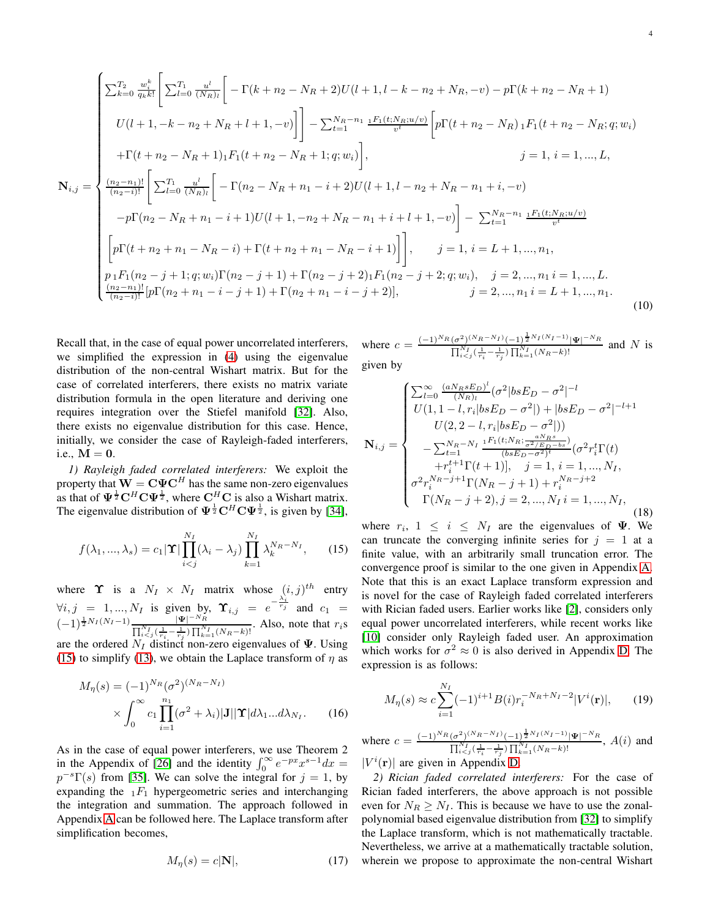$$
\mathbf{N}_{i,j} = \begin{cases} \sum_{k=0}^{T_2} \frac{w_i^k}{q_k k!} \Bigg[ \sum_{l=0}^{T_1} \frac{u^l}{(N_R)_l} \Bigg[ -\Gamma(k+n_2-N_R+2) U(l+1, l-k-n_2+N_R, -v) - p\Gamma(k+n_2-N_R+1) \\ \quad U(l+1, -k-n_2+N_R+l+1, -v) \Bigg] \Bigg] - \sum_{t=1}^{N_R-n_1} \frac{{}_1F_1(t; N_R; u/v)}{v^t} \Bigg[ p\Gamma(t+n_2-N_R)\, {}_1F_1(t+n_2-N_R; q; w_i) \\ \quad +\Gamma(t+n_2-N_R+1) {}_1F_1(t+n_2-N_R+1; q; w_i) \Bigg], \qquad j=1,\ i=1,...,L, \\ \frac{(n_2-n_1)!}{(n_2-i)!} \Bigg[ \sum_{l=0}^{T_1} \frac{u^l}{(N_R)_l} \Bigg[ -\Gamma(n_2-N_R+n_1-i+2) U(l+1, l-n_2+N_R-n_1+i, -v) \\ \quad -p\Gamma(n_2-N_R+n_1-i+1) U(l+1, -n_2+N_R-n_1+i+l+1, -v) \Bigg] - \sum_{t=1}^{N_R-n_1} \frac{{}_1F_1(t; N_R; u/v)}{v^t} \\ \quad \Bigg[ p\Gamma(t+n_2+n_1-N_R-i) + \Gamma(t+n_2+n_1-N_R-i+1) \Bigg] \Bigg], \qquad j=1,\ i=L+1,...,n_1, \\ p\, {}_1F_1(n_2-j+1; q; w_i) \Gamma(n_2-j+1) + \Gamma(n_2-j+2) {}_1F_1(n_2-j+2; q; w_i), \quad j=2,...,n_1\ i=1,...,L. \\ \frac{(n_2-n_1)!}{(n_2-i)!} [p\Gamma(n_2+n_1-i-j+1) + \Gamma(n_2+n_1-i-j+2)], \qquad j=2,...,n_1\ i=L+1,...,n_1. \end{cases} \tag{10}
$$

Recall that, in the case of equal power uncorrelated interferers, we simplified the expression in (4) using the eigenvalue distribution of the non-central Wishart matrix. But for the case of correlated interferers, there exists no matrix variate distribution formula in the open literature and deriving one requires integration over the Stiefel manifold [32]. Also, there exists no eigenvalue distribution for this case. Hence, initially, we consider the case of Rayleigh-faded interferers, i.e., $\mathbf{M} = \mathbf{0}$.

*1) Rayleigh faded correlated interferers:* We exploit the property that $\mathbf{W} = \mathbf{C}\mathbf{\Psi}\mathbf{C}^H$ has the same non-zero eigenvalues as that of $\mathbf{\Psi}^{\frac{1}{2}}\mathbf{C}^H\mathbf{C}\mathbf{\Psi}^{\frac{1}{2}}$, where $\mathbf{C}^H\mathbf{C}$ is also a Wishart matrix. The eigenvalue distribution of $\mathbf{\Psi}^{\frac{1}{2}}\mathbf{C}^H\mathbf{C}\mathbf{\Psi}^{\frac{1}{2}}$, is given by [34],

$$
f(\lambda_1, ..., \lambda_s) = c_1 |\mathbf{\Upsilon}| \prod_{i<j}^{N_I} (\lambda_i - \lambda_j) \prod_{k=1}^{N_I} \lambda_k^{N_R - N_I}, \tag{15}
$$

where $\mathbf{\Upsilon}$ is a $N_I \times N_I$ matrix whose $(i,j)^{th}$ entry $\forall i,j = 1,...,N_I$ is given by, $\mathbf{\Upsilon}_{i,j} = e^{-\frac{\lambda_i}{r_j}}$ and $c_1 = (-1)^{\frac{1}{2}N_I(N_I-1)} \frac{|\mathbf{\Psi}|^{-N_R}}{\prod_{i<j}^{N_I}(\frac{1}{r_i} - \frac{1}{r_j}) \prod_{k=1}^{N_I}(N_R-k)!}$. Also, note that $r_i$s are the ordered $N_I$ distinct non-zero eigenvalues of $\mathbf{\Psi}$. Using (15) to simplify (13), we obtain the Laplace transform of $\eta$ as

$$
\begin{aligned}
M_\eta(s) = &(-1)^{N_R} (\sigma^2)^{(N_R - N_I)} \\
&\times \int_0^\infty c_1 \prod_{i=1}^{n_1} (\sigma^2 + \lambda_i) |\mathbf{J}| |\mathbf{\Upsilon}| d\lambda_1 ... d\lambda_{N_I}.
\end{aligned} \tag{16}
$$

As in the case of equal power interferers, we use Theorem 2 in the Appendix of [26] and the identity $\int_0^\infty e^{-px} x^{s-1} dx = p^{-s}\Gamma(s)$ from [35]. We can solve the integral for $j = 1$, by expanding the ${}_1F_1$ hypergeometric series and interchanging the integration and summation. The approach followed in Appendix A can be followed here. The Laplace transform after simplification becomes,

$$
M_\eta(s) = c|\mathbf{N}|, \tag{17}
$$

where $c = \frac{(-1)^{N_R}(\sigma^2)^{(N_R-N_I)}(-1)^{\frac{1}{2}N_I(N_I-1)}|\mathbf{\Psi}|^{-N_R}}{\prod_{i<j}^{N_I}(\frac{1}{r_i}-\frac{1}{r_j})\prod_{k=1}^{N_I}(N_R-k)!}$ and $N$ is given by

$$
\mathbf{N}_{i,j} = \begin{cases} \sum_{l=0}^\infty \frac{(aN_R s E_D)^l}{(N_R)_l} (\sigma^2 |bsE_D - \sigma^2|^{-l} \\ \quad U(1, 1-l, r_i|bsE_D - \sigma^2|) + |bsE_D - \sigma^2|^{-l+1} \\ \qquad U(2, 2-l, r_i|bsE_D - \sigma^2|)) \\ \quad - \sum_{t=1}^{N_R-N_I} \frac{{}_1F_1(t; N_R; \frac{aN_R s}{\sigma^2/E_D - bs})}{(bsE_D - \sigma^2)^t} (\sigma^2 r_i^t \Gamma(t) \\ \qquad + r_i^{t+1}\Gamma(t+1)], \quad j=1,\ i=1,...,N_I, \\ \sigma^2 r_i^{N_R-j+1} \Gamma(N_R-j+1) + r_i^{N_R-j+2} \\ \quad \Gamma(N_R-j+2), j=2,...,N_I\ i=1,...,N_I, \end{cases} \tag{18}
$$

where $r_i$, $1 \leq i \leq N_I$ are the eigenvalues of $\mathbf{\Psi}$. We can truncate the converging infinite series for $j = 1$ at a finite value, with an arbitrarily small truncation error. The convergence proof is similar to the one given in Appendix A. Note that this is an exact Laplace transform expression and is novel for the case of Rayleigh faded correlated interferers with Rician faded users. Earlier works like [2], considers only equal power uncorrelated interferers, while recent works like [10] consider only Rayleigh faded user. An approximation which works for $\sigma^2 \approx 0$ is also derived in Appendix D. The expression is as follows:

$$
M_\eta(s) \approx c \sum_{i=1}^{N_I} (-1)^{i+1} B(i) r_i^{-N_R+N_I-2} |V^i(\mathbf{r})|, \tag{19}
$$

where $c = \frac{(-1)^{N_R}(\sigma^2)^{(N_R-N_I)}(-1)^{\frac{1}{2}N_I(N_I-1)}|\mathbf{\Psi}|^{-N_R}}{\prod_{i<j}^{N_I}(\frac{1}{r_i}-\frac{1}{r_j})\prod_{k=1}^{N_I}(N_R-k)!}$, $A(i)$ and $|V^i(\mathbf{r})|$ are given in Appendix D.

*2) Rician faded correlated interferers:* For the case of Rician faded interferers, the above approach is not possible even for $N_R \geq N_I$. This is because we have to use the zonal-polynomial based eigenvalue distribution from [32] to simplify the Laplace transform, which is not mathematically tractable. Nevertheless, we arrive at a mathematically tractable solution, wherein we propose to approximate the non-central Wishart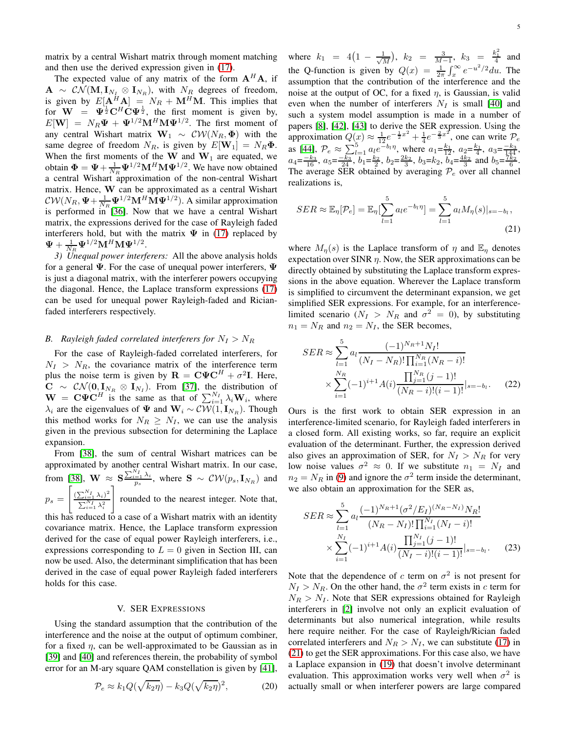matrix by a central Wishart matrix through moment matching and then use the derived expression given in (17).

The expected value of any matrix of the form $\mathbf{A}^H\mathbf{A}$, if $\mathbf{A} \sim \mathcal{CN}(\mathbf{M}, \mathbf{I}_{N_I} \otimes \mathbf{I}_{N_R})$, with $N_R$ degrees of freedom, is given by $E[\mathbf{A}^H\mathbf{A}] = N_R + \mathbf{M}^H\mathbf{M}$. This implies that for $\mathbf{W} = \mathbf{\Psi}^{\frac{1}{2}}\mathbf{C}^H\mathbf{C}\mathbf{\Psi}^{\frac{1}{2}}$, the first moment is given by, $E[\mathbf{W}] = N_R\mathbf{\Psi} + \mathbf{\Psi}^{1/2}\mathbf{M}^H\mathbf{M}\mathbf{\Psi}^{1/2}$. The first moment of any central Wishart matrix $\mathbf{W}_1 \sim \mathcal{CW}(N_R, \mathbf{\Phi})$ with the same degree of freedom $N_R$, is given by $E[\mathbf{W}_1] = N_R\mathbf{\Phi}$. When the first moments of the $\mathbf{W}$ and $\mathbf{W}_1$ are equated, we obtain $\mathbf{\Phi} = \mathbf{\Psi} + \frac{1}{N_R}\mathbf{\Psi}^{1/2}\mathbf{M}^H\mathbf{M}\mathbf{\Psi}^{1/2}$. We have now obtained a central Wishart approximation of the non-central Wishart matrix. Hence, $\mathbf{W}$ can be approximated as a central Wishart $\mathcal{CW}(N_R, \mathbf{\Psi} + \frac{1}{N_R}\mathbf{\Psi}^{1/2}\mathbf{M}^H\mathbf{M}\mathbf{\Psi}^{1/2})$. A similar approximation is performed in [36]. Now that we have a central Wishart matrix, the expressions derived for the case of Rayleigh faded interferers hold, but with the matrix $\mathbf{\Psi}$ in (17) replaced by $\mathbf{\Psi} + \frac{1}{N_R}\mathbf{\Psi}^{1/2}\mathbf{M}^H\mathbf{M}\mathbf{\Psi}^{1/2}$.

*3) Unequal power interferers:* All the above analysis holds for a general $\mathbf{\Psi}$. For the case of unequal power interferers, $\mathbf{\Psi}$ is just a diagonal matrix, with the interferer powers occupying the diagonal. Hence, the Laplace transform expressions (17) can be used for unequal power Rayleigh-faded and Rician-faded interferers respectively.

### B. Rayleigh faded correlated interferers for $N_I > N_R$

For the case of Rayleigh-faded correlated interferers, for $N_I > N_R$, the covariance matrix of the interference term plus the noise term is given by $\mathbf{R} = \mathbf{C}\mathbf{\Psi}\mathbf{C}^H + \sigma^2\mathbf{I}$. Here, $\mathbf{C} \sim \mathcal{CN}(\mathbf{0}, \mathbf{I}_{N_R} \otimes \mathbf{I}_{N_I})$. From [37], the distribution of $\mathbf{W} = \mathbf{C}\mathbf{\Psi}\mathbf{C}^H$ is the same as that of $\sum_{i=1}^{N_I}\lambda_i\mathbf{W}_i$, where $\lambda_i$ are the eigenvalues of $\mathbf{\Psi}$ and $\mathbf{W}_i \sim \mathcal{CW}(1, \mathbf{I}_{N_R})$. Though this method works for $N_R \geq N_I$, we can use the analysis given in the previous subsection for determining the Laplace expansion.

From [38], the sum of central Wishart matrices can be approximated by another central Wishart matrix. In our case, from [38], $\mathbf{W} \approx \mathbf{S}\frac{\sum_{i=1}^{N_I}\lambda_i}{p_s}$, where $\mathbf{S} \sim \mathcal{CW}(p_s, \mathbf{I}_{N_R})$ and $p_s = \left[\frac{(\sum_{i=1}^{N_I}\lambda_i)^2}{\sum_{i=1}^{N_I}\lambda_i^2}\right]$ rounded to the nearest integer. Note that, this has reduced to a case of a Wishart matrix with an identity covariance matrix. Hence, the Laplace transform expression derived for the case of equal power Rayleigh interferers, i.e., expressions corresponding to $L = 0$ given in Section III, can now be used. Also, the determinant simplification that has been derived in the case of equal power Rayleigh faded interferers holds for this case.

## V. SER Expressions

Using the standard assumption that the contribution of the interference and the noise at the output of optimum combiner, for a fixed $\eta$, can be well-approximated to be Gaussian as in [39] and [40] and references therein, the probability of symbol error for an M-ary square QAM constellation is given by [41],

$$\mathcal{P}_e \approx k_1 Q(\sqrt{k_2\eta}) - k_3 Q(\sqrt{k_2\eta})^2, \tag{20}$$

where $k_1 = 4\big(1 - \frac{1}{\sqrt{M}}\big)$, $k_2 = \frac{3}{M-1}$, $k_3 = \frac{k_1^2}{4}$ and the Q-function is given by $Q(x) = \frac{1}{2\pi}\int_x^\infty e^{-u^2/2}du$. The assumption that the contribution of the interference and the noise at the output of OC, for a fixed $\eta$, is Gaussian, is valid even when the number of interferers $N_I$ is small [40] and such a system model assumption is made in a number of papers [8], [42], [43] to derive the SER expression. Using the approximation $Q(x) \approx \frac{1}{12}e^{-\frac{1}{2}x^2} + \frac{1}{4}e^{-\frac{2}{3}x^2}$, one can write $\mathcal{P}_e$ as [44], $\mathcal{P}_e \approx \sum_{l=1}^{5} a_l e^{-b_l\eta}$, where $a_1 = \frac{k_1}{12}$, $a_2 = \frac{k_1}{4}$, $a_3 = \frac{-k_3}{144}$, $a_4 = \frac{-k_3}{16}$, $a_5 = \frac{-k_3}{24}$, $b_1 = \frac{k_2}{2}$, $b_2 = \frac{2k_2}{3}$, $b_3 = k_2$, $b_4 = \frac{4k_2}{3}$ and $b_5 = \frac{7k_2}{6}$. The average SER obtained by averaging $\mathcal{P}_e$ over all channel realizations is,

$$SER \approx \mathbb{E}_\eta[\mathcal{P}_e] = \mathbb{E}_\eta[\sum_{l=1}^{5} a_l e^{-b_l\eta}] = \sum_{l=1}^{5} a_l M_\eta(s)|_{s=-b_l}, \tag{21}$$

where $M_\eta(s)$ is the Laplace transform of $\eta$ and $\mathbb{E}_\eta$ denotes expectation over SINR $\eta$. Now, the SER approximations can be directly obtained by substituting the Laplace transform expressions in the above equation. Wherever the Laplace transform is simplified to circumvent the determinant expansion, we get simplified SER expressions. For example, for an interference-limited scenario ($N_I > N_R$ and $\sigma^2 = 0$), by substituting $n_1 = N_R$ and $n_2 = N_I$, the SER becomes,

$$\begin{aligned} SER \approx \sum_{l=1}^{5} a_l & \frac{(-1)^{N_R+1}N_I!}{(N_I - N_R)!\prod_{i=1}^{N_R}(N_R - i)!} \\ & \times \sum_{i=1}^{N_R}(-1)^{i+1}A(i)\frac{\prod_{j=1}^{N_R}(j-1)!}{(N_R - i)!(i-1)!}|_{s=-b_l}. \end{aligned} \tag{22}$$

Ours is the first work to obtain SER expression in an interference-limited scenario, for Rayleigh faded interferers in a closed form. All existing works, so far, require an explicit evaluation of the determinant. Further, the expression derived also gives an approximation of SER, for $N_I > N_R$ for very low noise values $\sigma^2 \approx 0$. If we substitute $n_1 = N_I$ and $n_2 = N_R$ in (9) and ignore the $\sigma^2$ term inside the determinant, we also obtain an approximation for the SER as,

$$\begin{aligned} SER \approx \sum_{l=1}^{5} a_l & \frac{(-1)^{N_R+1}(\sigma^2/E_I)^{(N_R - N_I)}N_R!}{(N_R - N_I)!\prod_{i=1}^{N_I}(N_I - i)!} \\ & \times \sum_{i=1}^{N_I}(-1)^{i+1}A(i)\frac{\prod_{j=1}^{N_I}(j-1)!}{(N_I - i)!(i-1)!}|_{s=-b_l}. \end{aligned} \tag{23}$$

Note that the dependence of $c$ term on $\sigma^2$ is not present for $N_I > N_R$. On the other hand, the $\sigma^2$ term exists in $c$ term for $N_R > N_I$. Note that SER expressions obtained for Rayleigh interferers in [2] involve not only an explicit evaluation of determinants but also numerical integration, while results here require neither. For the case of Rayleigh/Rician faded correlated interferers and $N_R > N_I$, we can substitute (17) in (21) to get the SER approximations. For this case also, we have a Laplace expansion in (19) that doesn't involve determinant evaluation. This approximation works very well when $\sigma^2$ is actually small or when interferer powers are large compared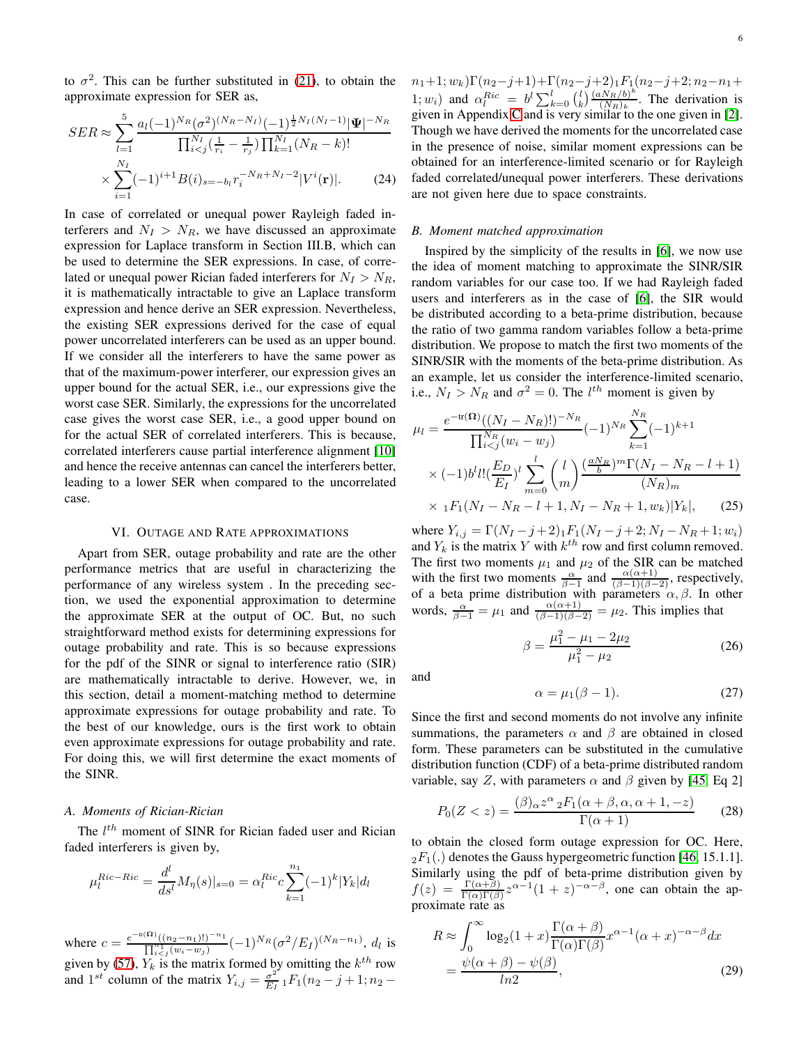to $\sigma^2$. This can be further substituted in (21), to obtain the approximate expression for SER as,

$$SER \approx \sum_{l=1}^{5} \frac{a_l(-1)^{N_R}(\sigma^2)^{(N_R-N_I)}(-1)^{\frac{1}{2}N_I(N_I-1)}|\mathbf{\Psi}|^{-N_R}}{\prod_{i<j}^{N_I}(\frac{1}{r_i}-\frac{1}{r_j})\prod_{k=1}^{N_I}(N_R-k)!} \times \sum_{i=1}^{N_I}(-1)^{i+1}B(i)_{s=-b_l} r_i^{-N_R+N_I-2}|V^i(\mathbf{r})|. \quad (24)$$

In case of correlated or unequal power Rayleigh faded interferers and $N_I > N_R$, we have discussed an approximate expression for Laplace transform in Section III.B, which can be used to determine the SER expressions. In case, of correlated or unequal power Rician faded interferers for $N_I > N_R$, it is mathematically intractable to give an Laplace transform expression and hence derive an SER expression. Nevertheless, the existing SER expressions derived for the case of equal power uncorrelated interferers can be used as an upper bound. If we consider all the interferers to have the same power as that of the maximum-power interferer, our expression gives an upper bound for the actual SER, i.e., our expressions give the worst case SER. Similarly, the expressions for the uncorrelated case gives the worst case SER, i.e., a good upper bound on for the actual SER of correlated interferers. This is because, correlated interferers cause partial interference alignment [10] and hence the receive antennas can cancel the interferers better, leading to a lower SER when compared to the uncorrelated case.

## VI. Outage and Rate approximations

Apart from SER, outage probability and rate are the other performance metrics that are useful in characterizing the performance of any wireless system . In the preceding section, we used the exponential approximation to determine the approximate SER at the output of OC. But, no such straightforward method exists for determining expressions for outage probability and rate. This is so because expressions for the pdf of the SINR or signal to interference ratio (SIR) are mathematically intractable to derive. However, we, in this section, detail a moment-matching method to determine approximate expressions for outage probability and rate. To the best of our knowledge, ours is the first work to obtain even approximate expressions for outage probability and rate. For doing this, we will first determine the exact moments of the SINR.

### A. Moments of Rician-Rician

The $l^{th}$ moment of SINR for Rician faded user and Rician faded interferers is given by,

$$\mu_l^{Ric-Ric} = \frac{d^l}{ds^l} M_\eta(s)|_{s=0} = \alpha_l^{Ric} c \sum_{k=1}^{n_1}(-1)^k |Y_k| d_l$$

where $c = \frac{e^{-\text{tr}(\mathbf{\Omega})}((n_2-n_1)!)^{-n_1}}{\prod_{i<j}^{n_1}(w_i-w_j)}(-1)^{N_R}(\sigma^2/E_I)^{(N_R-n_1)}$, $d_l$ is given by (57), $Y_k$ is the matrix formed by omitting the $k^{th}$ row and $1^{st}$ column of the matrix $Y_{i,j} = \frac{\sigma^2}{E_I}\,{}_1F_1(n_2-j+1; n_2-n_1+1; w_k)\Gamma(n_2-j+1)+\Gamma(n_2-j+2)\,{}_1F_1(n_2-j+2; n_2-n_1+1; w_i)$ and $\alpha_l^{Ric} = b^l \sum_{k=0}^{l}\binom{l}{k}\frac{(aN_R/b)^k}{(N_R)_k}$. The derivation is given in Appendix C and is very similar to the one given in [2]. Though we have derived the moments for the uncorrelated case in the presence of noise, similar moment expressions can be obtained for an interference-limited scenario or for Rayleigh faded correlated/unequal power interferers. These derivations are not given here due to space constraints.

### B. Moment matched approximation

Inspired by the simplicity of the results in [6], we now use the idea of moment matching to approximate the SINR/SIR random variables for our case too. If we had Rayleigh faded users and interferers as in the case of [6], the SIR would be distributed according to a beta-prime distribution, because the ratio of two gamma random variables follow a beta-prime distribution. We propose to match the first two moments of the SINR/SIR with the moments of the beta-prime distribution. As an example, let us consider the interference-limited scenario, i.e., $N_I > N_R$ and $\sigma^2 = 0$. The $l^{th}$ moment is given by

$$\mu_l = \frac{e^{-\text{tr}(\mathbf{\Omega})}((N_I-N_R)!)^{-N_R}}{\prod_{i<j}^{N_R}(w_i-w_j)}(-1)^{N_R}\sum_{k=1}^{N_R}(-1)^{k+1} \times (-1)b^l l!(\frac{E_D}{E_I})^l \sum_{m=0}^{l}\binom{l}{m}\frac{(\frac{aN_R}{b})^m\Gamma(N_I-N_R-l+1)}{(N_R)_m} \times {}_1F_1(N_I-N_R-l+1, N_I-N_R+1, w_k)|Y_k|, \quad (25)$$

where $Y_{i,j} = \Gamma(N_I-j+2)\,{}_1F_1(N_I-j+2; N_I-N_R+1; w_i)$ and $Y_k$ is the matrix $Y$ with $k^{th}$ row and first column removed. The first two moments $\mu_1$ and $\mu_2$ of the SIR can be matched with the first two moments $\frac{\alpha}{\beta-1}$ and $\frac{\alpha(\alpha+1)}{(\beta-1)(\beta-2)}$, respectively, of a beta prime distribution with parameters $\alpha, \beta$. In other words, $\frac{\alpha}{\beta-1} = \mu_1$ and $\frac{\alpha(\alpha+1)}{(\beta-1)(\beta-2)} = \mu_2$. This implies that

$$\beta = \frac{\mu_1^2 - \mu_1 - 2\mu_2}{\mu_1^2 - \mu_2} \quad (26)$$

and

$$\alpha = \mu_1(\beta - 1). \quad (27)$$

Since the first and second moments do not involve any infinite summations, the parameters $\alpha$ and $\beta$ are obtained in closed form. These parameters can be substituted in the cumulative distribution function (CDF) of a beta-prime distributed random variable, say $Z$, with parameters $\alpha$ and $\beta$ given by [45, Eq 2]

$$P_0(Z < z) = \frac{(\beta)_\alpha z^\alpha\, {}_2F_1(\alpha+\beta, \alpha, \alpha+1, -z)}{\Gamma(\alpha+1)} \quad (28)$$

to obtain the closed form outage expression for OC. Here, ${}_2F_1(.)$ denotes the Gauss hypergeometric function [46, 15.1.1]. Similarly using the pdf of beta-prime distribution given by $f(z) = \frac{\Gamma(\alpha+\beta)}{\Gamma(\alpha)\Gamma(\beta)}z^{\alpha-1}(1+z)^{-\alpha-\beta}$, one can obtain the approximate rate as

$$R \approx \int_0^\infty \log_2(1+x)\frac{\Gamma(\alpha+\beta)}{\Gamma(\alpha)\Gamma(\beta)}x^{\alpha-1}(\alpha+x)^{-\alpha-\beta}dx = \frac{\psi(\alpha+\beta)-\psi(\beta)}{ln2}, \quad (29)$$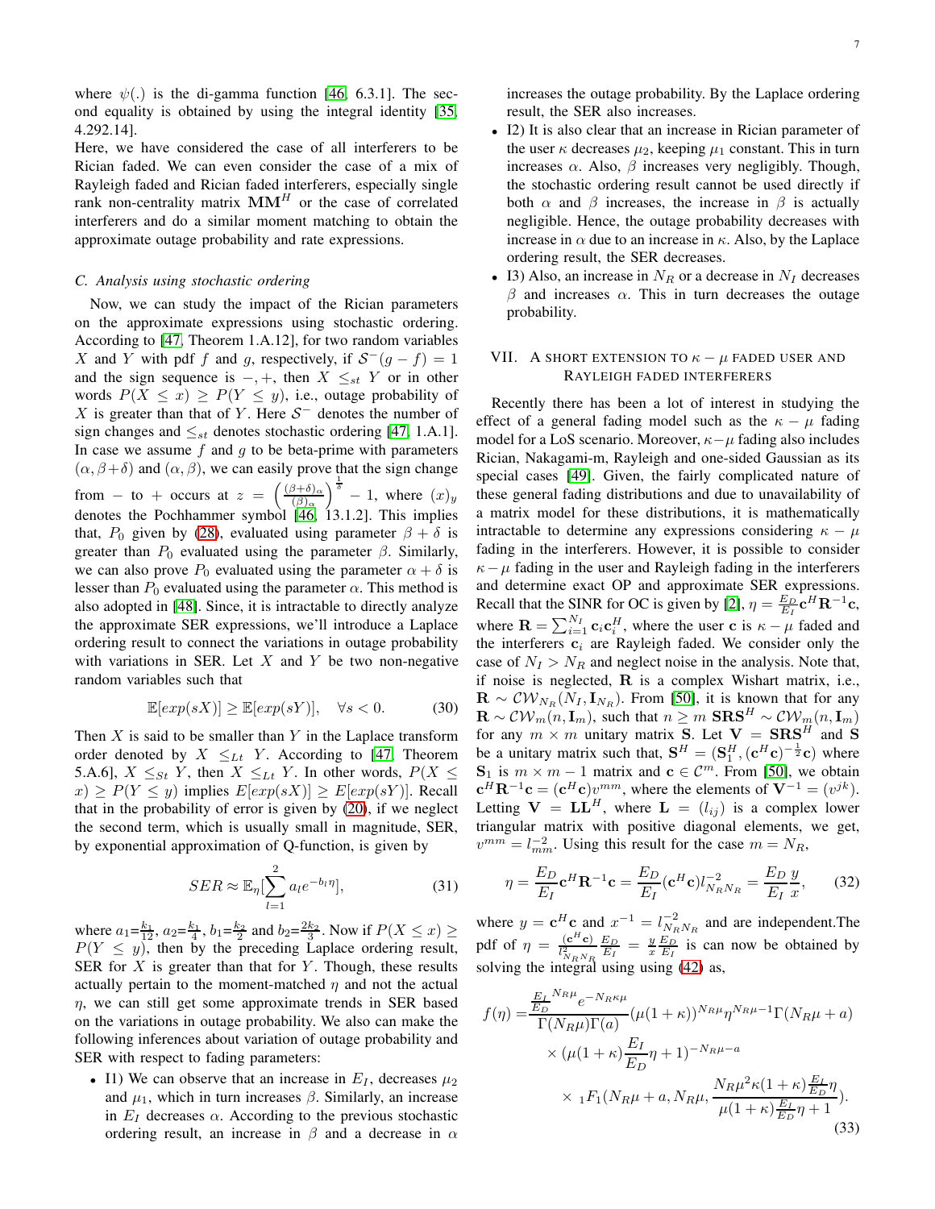where $\psi(.)$ is the di-gamma function [46, 6.3.1]. The second equality is obtained by using the integral identity [35, 4.292.14].

Here, we have considered the case of all interferers to be Rician faded. We can even consider the case of a mix of Rayleigh faded and Rician faded interferers, especially single rank non-centrality matrix $\mathbf{M}\mathbf{M}^H$ or the case of correlated interferers and do a similar moment matching to obtain the approximate outage probability and rate expressions.

### C. Analysis using stochastic ordering

Now, we can study the impact of the Rician parameters on the approximate expressions using stochastic ordering. According to [47, Theorem 1.A.12], for two random variables $X$ and $Y$ with pdf $f$ and $g$, respectively, if $\mathcal{S}^-(g-f)=1$ and the sign sequence is $-,+$, then $X \leq_{st} Y$ or in other words $P(X \leq x) \geq P(Y \leq y)$, i.e., outage probability of $X$ is greater than that of $Y$. Here $\mathcal{S}^-$ denotes the number of sign changes and $\leq_{st}$ denotes stochastic ordering [47, 1.A.1]. In case we assume $f$ and $g$ to be beta-prime with parameters $(\alpha, \beta+\delta)$ and $(\alpha, \beta)$, we can easily prove that the sign change from $-$ to $+$ occurs at $z = \left(\frac{(\beta+\delta)_\alpha}{(\beta)_\alpha}\right)^{\frac{1}{\delta}} - 1$, where $(x)_y$ denotes the Pochhammer symbol [46, 13.1.2]. This implies that, $P_0$ given by (28), evaluated using parameter $\beta+\delta$ is greater than $P_0$ evaluated using the parameter $\beta$. Similarly, we can also prove $P_0$ evaluated using the parameter $\alpha+\delta$ is lesser than $P_0$ evaluated using the parameter $\alpha$. This method is also adopted in [48]. Since, it is intractable to directly analyze the approximate SER expressions, we'll introduce a Laplace ordering result to connect the variations in outage probability with variations in SER. Let $X$ and $Y$ be two non-negative random variables such that

$$\mathbb{E}[exp(sX)] \geq \mathbb{E}[exp(sY)], \quad \forall s < 0. \tag{30}$$

Then $X$ is said to be smaller than $Y$ in the Laplace transform order denoted by $X \leq_{Lt} Y$. According to [47, Theorem 5.A.6], $X \leq_{St} Y$, then $X \leq_{Lt} Y$. In other words, $P(X \leq x) \geq P(Y \leq y)$ implies $E[exp(sX)] \geq E[exp(sY)]$. Recall that in the probability of error is given by (20), if we neglect the second term, which is usually small in magnitude, SER, by exponential approximation of Q-function, is given by

$$SER \approx \mathbb{E}_\eta[\sum_{l=1}^{2} a_l e^{-b_l \eta}], \tag{31}$$

where $a_1=\frac{k_1}{12}$, $a_2=\frac{k_1}{4}$, $b_1=\frac{k_2}{2}$ and $b_2=\frac{2k_2}{3}$. Now if $P(X \leq x) \geq P(Y \leq y)$, then by the preceding Laplace ordering result, SER for $X$ is greater than that for $Y$. Though, these results actually pertain to the moment-matched $\eta$ and not the actual $\eta$, we can still get some approximate trends in SER based on the variations in outage probability. We also can make the following inferences about variation of outage probability and SER with respect to fading parameters:

- I1) We can observe that an increase in $E_I$, decreases $\mu_2$ and $\mu_1$, which in turn increases $\beta$. Similarly, an increase in $E_I$ decreases $\alpha$. According to the previous stochastic ordering result, an increase in $\beta$ and a decrease in $\alpha$ increases the outage probability. By the Laplace ordering result, the SER also increases.
- I2) It is also clear that an increase in Rician parameter of the user $\kappa$ decreases $\mu_2$, keeping $\mu_1$ constant. This in turn increases $\alpha$. Also, $\beta$ increases very negligibly. Though, the stochastic ordering result cannot be used directly if both $\alpha$ and $\beta$ increases, the increase in $\beta$ is actually negligible. Hence, the outage probability decreases with increase in $\alpha$ due to an increase in $\kappa$. Also, by the Laplace ordering result, the SER decreases.
- I3) Also, an increase in $N_R$ or a decrease in $N_I$ decreases $\beta$ and increases $\alpha$. This in turn decreases the outage probability.

## VII. A Short Extension to $\kappa-\mu$ Faded User and Rayleigh Faded Interferers

Recently there has been a lot of interest in studying the effect of a general fading model such as the $\kappa-\mu$ fading model for a LoS scenario. Moreover, $\kappa-\mu$ fading also includes Rician, Nakagami-m, Rayleigh and one-sided Gaussian as its special cases [49]. Given, the fairly complicated nature of these general fading distributions and due to unavailability of a matrix model for these distributions, it is mathematically intractable to determine any expressions considering $\kappa-\mu$ fading in the interferers. However, it is possible to consider $\kappa-\mu$ fading in the user and Rayleigh fading in the interferers and determine exact OP and approximate SER expressions. Recall that the SINR for OC is given by [2], $\eta = \frac{E_D}{E_I}\mathbf{c}^H\mathbf{R}^{-1}\mathbf{c}$, where $\mathbf{R} = \sum_{i=1}^{N_I}\mathbf{c}_i\mathbf{c}_i^H$, where the user $\mathbf{c}$ is $\kappa-\mu$ faded and the interferers $\mathbf{c}_i$ are Rayleigh faded. We consider only the case of $N_I > N_R$ and neglect noise in the analysis. Note that, if noise is neglected, $\mathbf{R}$ is a complex Wishart matrix, i.e., $\mathbf{R} \sim \mathcal{CW}_{N_R}(N_I, \mathbf{I}_{N_R})$. From [50], it is known that for any $\mathbf{R} \sim \mathcal{CW}_m(n, \mathbf{I}_m)$, such that $n \geq m$ $\mathbf{S}\mathbf{R}\mathbf{S}^H \sim \mathcal{CW}_m(n, \mathbf{I}_m)$ for any $m \times m$ unitary matrix $\mathbf{S}$. Let $\mathbf{V} = \mathbf{S}\mathbf{R}\mathbf{S}^H$ and $\mathbf{S}$ be a unitary matrix such that, $\mathbf{S}^H = (\mathbf{S}_1^H, (\mathbf{c}^H\mathbf{c})^{-\frac{1}{2}}\mathbf{c})$ where $\mathbf{S}_1$ is $m \times m-1$ matrix and $\mathbf{c} \in \mathcal{C}^m$. From [50], we obtain $\mathbf{c}^H\mathbf{R}^{-1}\mathbf{c} = (\mathbf{c}^H\mathbf{c})v^{mm}$, where the elements of $\mathbf{V}^{-1} = (v^{jk})$. Letting $\mathbf{V} = \mathbf{L}\mathbf{L}^H$, where $\mathbf{L} = (l_{ij})$ is a complex lower triangular matrix with positive diagonal elements, we get, $v^{mm} = l_{mm}^{-2}$. Using this result for the case $m = N_R$,

$$\eta = \frac{E_D}{E_I}\mathbf{c}^H\mathbf{R}^{-1}\mathbf{c} = \frac{E_D}{E_I}(\mathbf{c}^H\mathbf{c})l_{N_RN_R}^{-2} = \frac{E_D}{E_I}\frac{y}{x}, \tag{32}$$

where $y = \mathbf{c}^H\mathbf{c}$ and $x^{-1} = l_{N_RN_R}^{-2}$ and are independent.The pdf of $\eta = \frac{(\mathbf{c}^H\mathbf{c})}{l_{N_RN_R}^2}\frac{E_D}{E_I} = \frac{y}{x}\frac{E_D}{E_I}$ is can now be obtained by solving the integral using using (42) as,

$$\begin{aligned}
f(\eta) =& \frac{\frac{E_I}{E_D}^{N_R\mu}e^{-N_R\kappa\mu}}{\Gamma(N_R\mu)\Gamma(a)}(\mu(1+\kappa))^{N_R\mu}\eta^{N_R\mu-1}\Gamma(N_R\mu+a) \\
&\times (\mu(1+\kappa)\frac{E_I}{E_D}\eta+1)^{-N_R\mu-a} \\
&\times {}_1F_1(N_R\mu+a, N_R\mu, \frac{N_R\mu^2\kappa(1+\kappa)\frac{E_I}{E_D}\eta}{\mu(1+\kappa)\frac{E_I}{E_D}\eta+1}).
\end{aligned} \tag{33}$$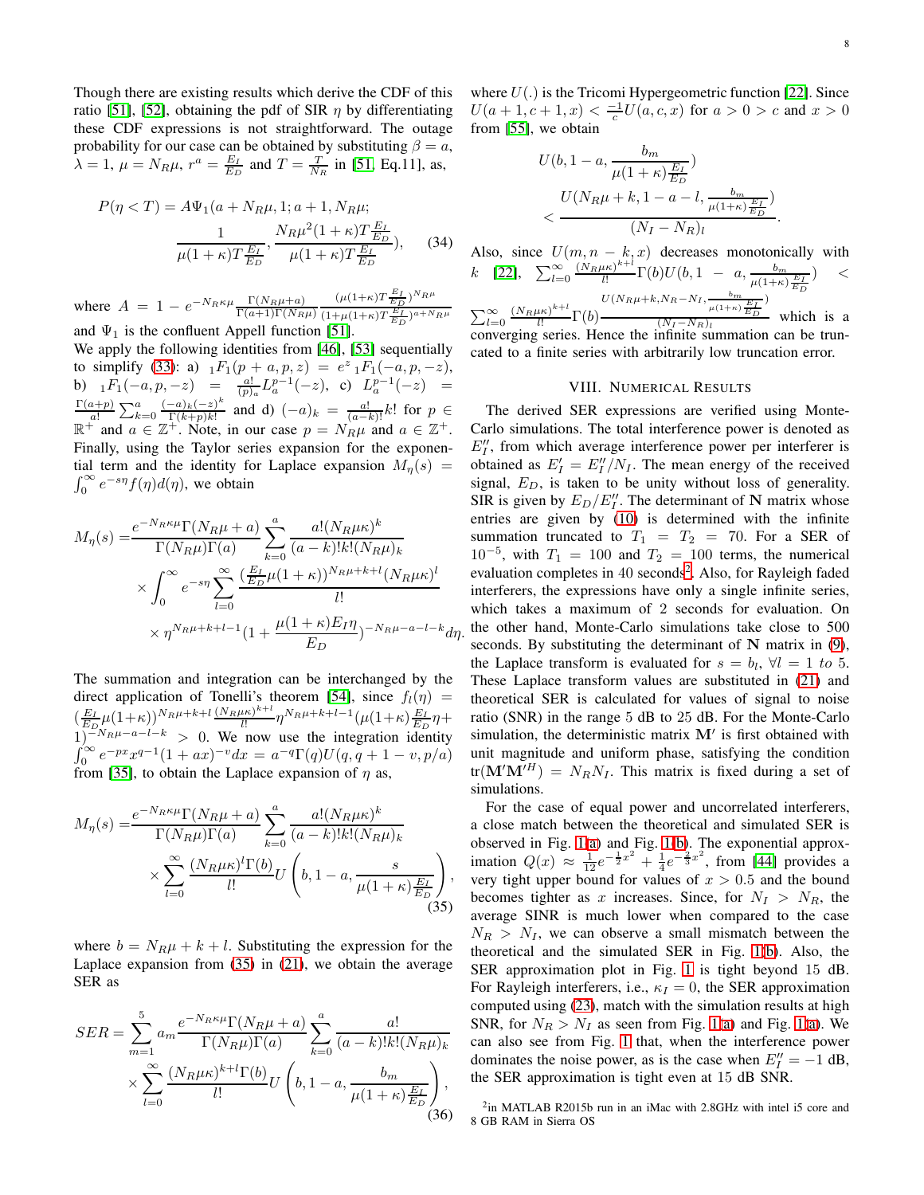Though there are existing results which derive the CDF of this ratio [51], [52], obtaining the pdf of SIR $\eta$ by differentiating these CDF expressions is not straightforward. The outage probability for our case can be obtained by substituting $\beta = a$, $\lambda = 1$, $\mu = N_R\mu$, $r^a = \frac{E_I}{E_D}$ and $T = \frac{T}{N_R}$ in [51, Eq.11], as,

$$P(\eta < T) = A\Psi_1(a + N_R\mu, 1; a+1, N_R\mu; \frac{1}{\mu(1+\kappa)T\frac{E_I}{E_D}}, \frac{N_R\mu^2(1+\kappa)T\frac{E_I}{E_D}}{\mu(1+\kappa)T\frac{E_I}{E_D}}), \tag{34}$$

where $A = 1 - e^{-N_R\kappa\mu}\frac{\Gamma(N_R\mu+a)}{\Gamma(a+1)\Gamma(N_R\mu)}\frac{(\mu(1+\kappa)T\frac{E_I}{E_D})^{N_R\mu}}{(1+\mu(1+\kappa)T\frac{E_I}{E_D})^{a+N_R\mu}}$ and $\Psi_1$ is the confluent Appell function [51].

We apply the following identities from [46], [53] sequentially to simplify (33): a) ${}_1F_1(p+a,p,z) = e^z\,{}_1F_1(-a,p,-z)$, b) ${}_1F_1(-a,p,-z) = \frac{a!}{(p)_a}L_a^{p-1}(-z)$, c) $L_a^{p-1}(-z) = \frac{\Gamma(a+p)}{a!}\sum_{k=0}^{a}\frac{(-a)_k(-z)^k}{\Gamma(k+p)k!}$ and d) $(-a)_k = \frac{a!}{(a-k)!}k!$ for $p \in \mathbb{R}^+$ and $a \in \mathbb{Z}^+$. Note, in our case $p = N_R\mu$ and $a \in \mathbb{Z}^+$. Finally, using the Taylor series expansion for the exponential term and the identity for Laplace expansion $M_\eta(s) = \int_0^\infty e^{-s\eta}f(\eta)d(\eta)$, we obtain

$$\begin{aligned}
M_\eta(s) =& \frac{e^{-N_R\kappa\mu}\Gamma(N_R\mu+a)}{\Gamma(N_R\mu)\Gamma(a)}\sum_{k=0}^{a}\frac{a!(N_R\mu\kappa)^k}{(a-k)!k!(N_R\mu)_k} \\
&\times\int_0^\infty e^{-s\eta}\sum_{l=0}^{\infty}\frac{(\frac{E_I}{E_D}\mu(1+\kappa))^{N_R\mu+k+l}(N_R\mu\kappa)^l}{l!} \\
&\times\eta^{N_R\mu+k+l-1}(1+\frac{\mu(1+\kappa)E_I\eta}{E_D})^{-N_R\mu-a-l-k}d\eta.
\end{aligned}$$

The summation and integration can be interchanged by the direct application of Tonelli's theorem [54], since $f_l(\eta) = (\frac{E_I}{E_D}\mu(1+\kappa))^{N_R\mu+k+l}\frac{(N_R\mu\kappa)^{k+l}}{l!}\eta^{N_R\mu+k+l-1}(\mu(1+\kappa)\frac{E_I}{E_D}\eta+1)^{-N_R\mu-a-l-k} > 0$. We now use the integration identity $\int_0^\infty e^{-px}x^{q-1}(1+ax)^{-v}dx = a^{-q}\Gamma(q)U(q,q+1-v,p/a)$ from [35], to obtain the Laplace expansion of $\eta$ as,

$$\begin{aligned}
M_\eta(s) =& \frac{e^{-N_R\kappa\mu}\Gamma(N_R\mu+a)}{\Gamma(N_R\mu)\Gamma(a)}\sum_{k=0}^{a}\frac{a!(N_R\mu\kappa)^k}{(a-k)!k!(N_R\mu)_k} \\
&\times\sum_{l=0}^{\infty}\frac{(N_R\mu\kappa)^l\Gamma(b)}{l!}U\left(b, 1-a, \frac{s}{\mu(1+\kappa)\frac{E_I}{E_D}}\right),
\end{aligned} \tag{35}$$

where $b = N_R\mu + k + l$. Substituting the expression for the Laplace expansion from (35) in (21), we obtain the average SER as

$$\begin{aligned}
SER =& \sum_{m=1}^{5}a_m\frac{e^{-N_R\kappa\mu}\Gamma(N_R\mu+a)}{\Gamma(N_R\mu)\Gamma(a)}\sum_{k=0}^{a}\frac{a!}{(a-k)!k!(N_R\mu)_k} \\
&\times\sum_{l=0}^{\infty}\frac{(N_R\mu\kappa)^{k+l}\Gamma(b)}{l!}U\left(b, 1-a, \frac{b_m}{\mu(1+\kappa)\frac{E_I}{E_D}}\right),
\end{aligned} \tag{36}$$

where $U(.)$ is the Tricomi Hypergeometric function [22]. Since $U(a+1, c+1, x) < \frac{-1}{c}U(a,c,x)$ for $a > 0 > c$ and $x > 0$ from [55], we obtain

$$U(b, 1-a, \frac{b_m}{\mu(1+\kappa)\frac{E_I}{E_D}}) < \frac{U(N_R\mu+k, 1-a-l, \frac{b_m}{\mu(1+\kappa)\frac{E_I}{E_D}})}{(N_I-N_R)_l}.$$

Also, since $U(m, n-k, x)$ decreases monotonically with $k$ [22], $\sum_{l=0}^{\infty}\frac{(N_R\mu\kappa)^{k+l}}{l!}\Gamma(b)U(b, 1-a, \frac{b_m}{\mu(1+\kappa)\frac{E_I}{E_D}}) < \sum_{l=0}^{\infty}\frac{(N_R\mu\kappa)^{k+l}}{l!}\Gamma(b)\frac{U(N_R\mu+k, N_R-N_I, \frac{b_m}{\mu(1+\kappa)\frac{E_I}{E_D}})}{(N_I-N_R)_l}$ which is a converging series. Hence the infinite summation can be truncated to a finite series with arbitrarily low truncation error.

## VIII. Numerical Results

The derived SER expressions are verified using Monte-Carlo simulations. The total interference power is denoted as $E_I''$, from which average interference power per interferer is obtained as $E_I' = E_I''/N_I$. The mean energy of the received signal, $E_D$, is taken to be unity without loss of generality. SIR is given by $E_D/E_I''$. The determinant of $\mathbf{N}$ matrix whose entries are given by (10) is determined with the infinite summation truncated to $T_1 = T_2 = 70$. For a SER of $10^{-5}$, with $T_1 = 100$ and $T_2 = 100$ terms, the numerical evaluation completes in 40 seconds[2]. Also, for Rayleigh faded interferers, the expressions have only a single infinite series, which takes a maximum of 2 seconds for evaluation. On the other hand, Monte-Carlo simulations take close to 500 seconds. By substituting the determinant of $\mathbf{N}$ matrix in (9), the Laplace transform is evaluated for $s = b_l$, $\forall l = 1$ *to* 5. These Laplace transform values are substituted in (21) and theoretical SER is calculated for values of signal to noise ratio (SNR) in the range 5 dB to 25 dB. For the Monte-Carlo simulation, the deterministic matrix $\mathbf{M}'$ is first obtained with unit magnitude and uniform phase, satisfying the condition $\text{tr}(\mathbf{M}'\mathbf{M}'^H) = N_RN_I$. This matrix is fixed during a set of simulations.

For the case of equal power and uncorrelated interferers, a close match between the theoretical and simulated SER is observed in Fig. 1(a) and Fig. 1(b). The exponential approximation $Q(x) \approx \frac{1}{12}e^{-\frac{1}{2}x^2} + \frac{1}{4}e^{-\frac{2}{3}x^2}$, from [44] provides a very tight upper bound for values of $x > 0.5$ and the bound becomes tighter as $x$ increases. Since, for $N_I > N_R$, the average SINR is much lower when compared to the case $N_R > N_I$, we can observe a small mismatch between the theoretical and the simulated SER in Fig. 1(b). Also, the SER approximation plot in Fig. 1 is tight beyond 15 dB. For Rayleigh interferers, i.e., $\kappa_I = 0$, the SER approximation computed using (23), match with the simulation results at high SNR, for $N_R > N_I$ as seen from Fig. 1(a) and Fig. 1(a). We can also see from Fig. 1 that, when the interference power dominates the noise power, as is the case when $E_I'' = -1$ dB, the SER approximation is tight even at 15 dB SNR.

[2]in MATLAB R2015b run in an iMac with 2.8GHz with intel i5 core and 8 GB RAM in Sierra OS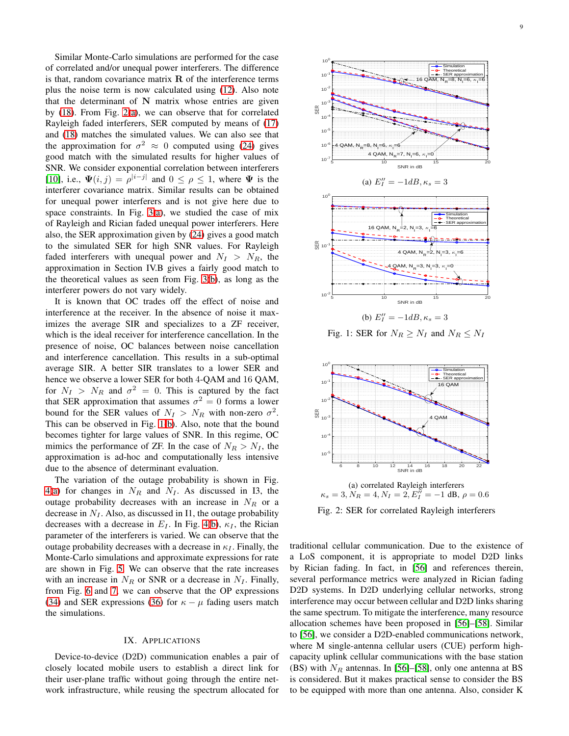Similar Monte-Carlo simulations are performed for the case of correlated and/or unequal power interferers. The difference is that, random covariance matrix $\mathbf{R}$ of the interference terms plus the noise term is now calculated using (12). Also note that the determinant of $\mathbf{N}$ matrix whose entries are given by (18). From Fig. 2(a), we can observe that for correlated Rayleigh faded interferers, SER computed by means of (17) and (18) matches the simulated values. We can also see that the approximation for $\sigma^2 \approx 0$ computed using (24) gives good match with the simulated results for higher values of SNR. We consider exponential correlation between interferers [10], i.e., $\mathbf{\Psi}(i,j) = \rho^{|i-j|}$ and $0 \leq \rho \leq 1$, where $\mathbf{\Psi}$ is the interferer covariance matrix. Similar results can be obtained for unequal power interferers and is not give here due to space constraints. In Fig. 3(a), we studied the case of mix of Rayleigh and Rician faded unequal power interferers. Here also, the SER approximation given by (24) gives a good match to the simulated SER for high SNR values. For Rayleigh faded interferers with unequal power and $N_I > N_R$, the approximation in Section IV.B gives a fairly good match to the theoretical values as seen from Fig. 3(b), as long as the interferer powers do not vary widely.

It is known that OC trades off the effect of noise and interference at the receiver. In the absence of noise it maximizes the average SIR and specializes to a ZF receiver, which is the ideal receiver for interference cancellation. In the presence of noise, OC balances between noise cancellation and interference cancellation. This results in a sub-optimal average SIR. A better SIR translates to a lower SER and hence we observe a lower SER for both 4-QAM and 16 QAM, for $N_I > N_R$ and $\sigma^2 = 0$. This is captured by the fact that SER approximation that assumes $\sigma^2 = 0$ forms a lower bound for the SER values of $N_I > N_R$ with non-zero $\sigma^2$. This can be observed in Fig. 1(b). Also, note that the bound becomes tighter for large values of SNR. In this regime, OC mimics the performance of ZF. In the case of $N_R > N_I$, the approximation is ad-hoc and computationally less intensive due to the absence of determinant evaluation.

The variation of the outage probability is shown in Fig. 4(a) for changes in $N_R$ and $N_I$. As discussed in I3, the outage probability decreases with an increase in $N_R$ or a decrease in $N_I$. Also, as discussed in I1, the outage probability decreases with a decrease in $E_I$. In Fig. 4(b), $\kappa_I$, the Rician parameter of the interferers is varied. We can observe that the outage probability decreases with a decrease in $\kappa_I$. Finally, the Monte-Carlo simulations and approximate expressions for rate are shown in Fig. 5. We can observe that the rate increases with an increase in $N_R$ or SNR or a decrease in $N_I$. Finally, from Fig. 6 and 7, we can observe that the OP expressions (34) and SER expressions (36) for $\kappa - \mu$ fading users match the simulations.

(a) $E_I'' = -1dB, \kappa_s = 3$

(b) $E_I'' = -1dB, \kappa_s = 3$

Fig. 1: SER for $N_R \geq N_I$ and $N_R \leq N_I$

(a) correlated Rayleigh interferers $\kappa_s = 3, N_R = 4, N_I = 2, E_I'' = -1$ dB, $\rho = 0.6$

Fig. 2: SER for correlated Rayleigh interferers

## IX. Applications

Device-to-device (D2D) communication enables a pair of closely located mobile users to establish a direct link for their user-plane traffic without going through the entire network infrastructure, while reusing the spectrum allocated for traditional cellular communication. Due to the existence of a LoS component, it is appropriate to model D2D links by Rician fading. In fact, in [56] and references therein, several performance metrics were analyzed in Rician fading D2D systems. In D2D underlying cellular networks, strong interference may occur between cellular and D2D links sharing the same spectrum. To mitigate the interference, many resource allocation schemes have been proposed in [56]–[58]. Similar to [56], we consider a D2D-enabled communications network, where M single-antenna cellular users (CUE) perform high-capacity uplink cellular communications with the base station (BS) with $N_R$ antennas. In [56]–[58], only one antenna at BS is considered. But it makes practical sense to consider the BS to be equipped with more than one antenna. Also, consider K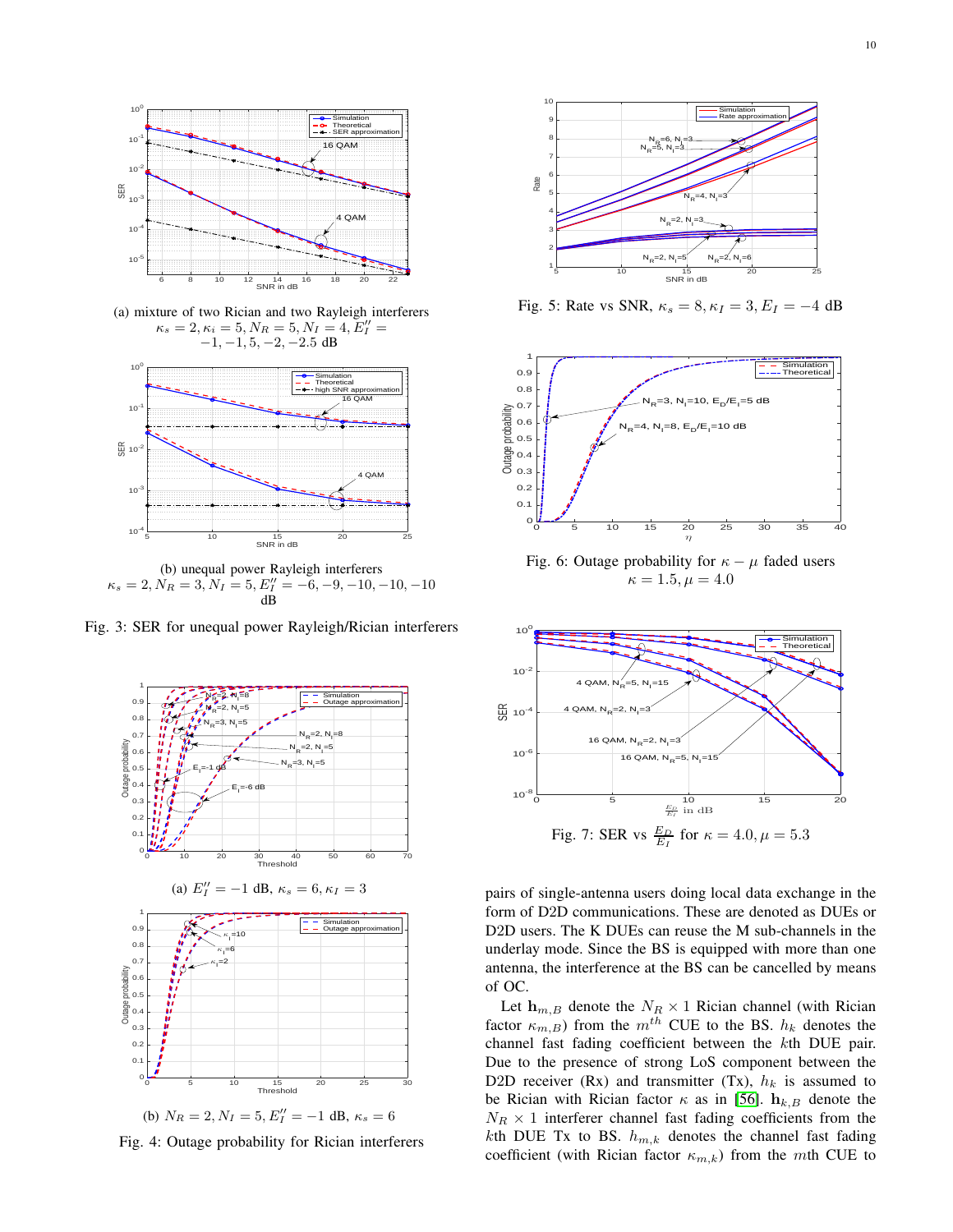(a) mixture of two Rician and two Rayleigh interferers $\kappa_s = 2, \kappa_i = 5, N_R = 5, N_I = 4, E_I'' = -1, -1, 5, -2, -2.5$ dB

(b) unequal power Rayleigh interferers $\kappa_s = 2, N_R = 3, N_I = 5, E_I'' = -6, -9, -10, -10, -10$ dB

Fig. 3: SER for unequal power Rayleigh/Rician interferers

(a) $E_I'' = -1$ dB, $\kappa_s = 6, \kappa_I = 3$

(b) $N_R = 2, N_I = 5, E_I'' = -1$ dB, $\kappa_s = 6$

Fig. 4: Outage probability for Rician interferers

Fig. 5: Rate vs SNR, $\kappa_s = 8, \kappa_I = 3, E_I = -4$ dB

Fig. 6: Outage probability for $\kappa - \mu$ faded users $\kappa = 1.5, \mu = 4.0$

Fig. 7: SER vs $\frac{E_D}{E_I}$ for $\kappa = 4.0, \mu = 5.3$

pairs of single-antenna users doing local data exchange in the form of D2D communications. These are denoted as DUEs or D2D users. The K DUEs can reuse the M sub-channels in the underlay mode. Since the BS is equipped with more than one antenna, the interference at the BS can be cancelled by means of OC.

Let $\mathbf{h}_{m,B}$ denote the $N_R \times 1$ Rician channel (with Rician factor $\kappa_{m,B}$) from the $m^{th}$ CUE to the BS. $h_k$ denotes the channel fast fading coefficient between the $k$th DUE pair. Due to the presence of strong LoS component between the D2D receiver (Rx) and transmitter (Tx), $h_k$ is assumed to be Rician with Rician factor $\kappa$ as in [56]. $\mathbf{h}_{k,B}$ denote the $N_R \times 1$ interferer channel fast fading coefficients from the $k$th DUE Tx to BS. $h_{m,k}$ denotes the channel fast fading coefficient (with Rician factor $\kappa_{m,k}$) from the $m$th CUE to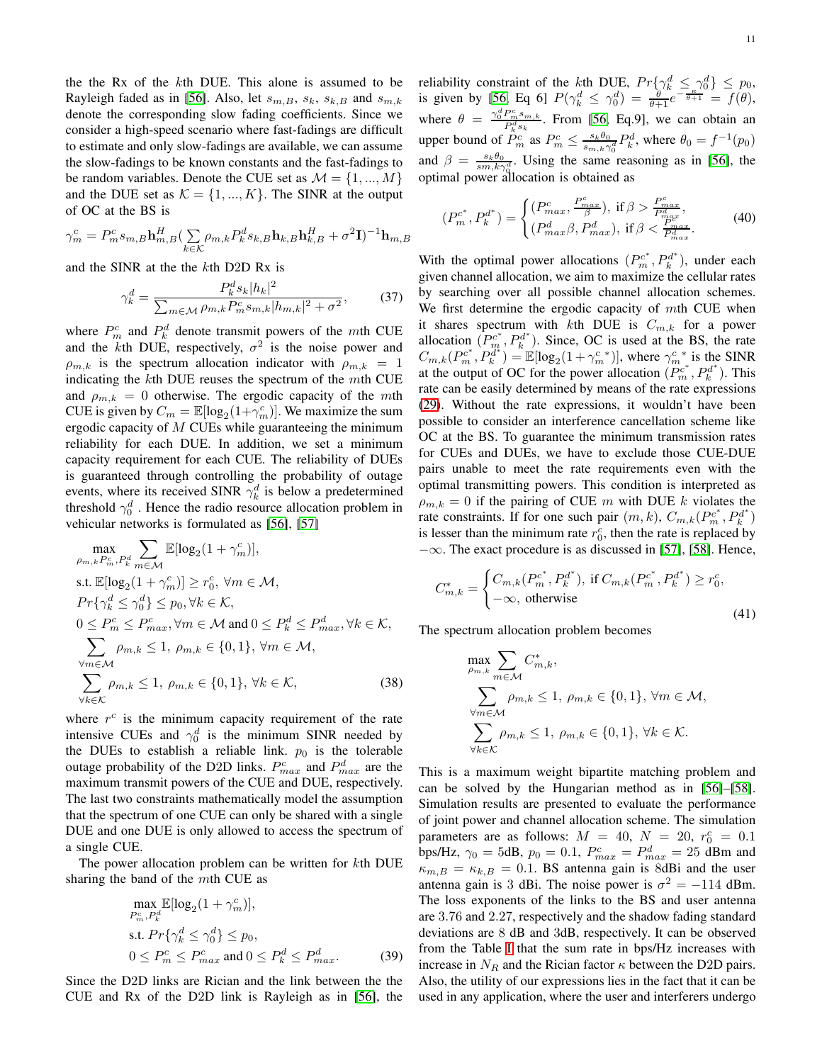the the Rx of the $k$th DUE. This alone is assumed to be Rayleigh faded as in [56]. Also, let $s_{m,B}$, $s_k$, $s_{k,B}$ and $s_{m,k}$ denote the corresponding slow fading coefficients. Since we consider a high-speed scenario where fast-fadings are difficult to estimate and only slow-fadings are available, we can assume the slow-fadings to be known constants and the fast-fadings to be random variables. Denote the CUE set as $\mathcal{M} = \{1, ..., M\}$ and the DUE set as $\mathcal{K} = \{1, ..., K\}$. The SINR at the output of OC at the BS is

$$\gamma_m^c = P_m^c s_{m,B}\mathbf{h}_{m,B}^H (\sum_{k\in\mathcal{K}} \rho_{m,k} P_k^d s_{k,B}\mathbf{h}_{k,B}\mathbf{h}_{k,B}^H + \sigma^2\mathbf{I})^{-1}\mathbf{h}_{m,B}$$

and the SINR at the the $k$th D2D Rx is

$$\gamma_k^d = \frac{P_k^d s_k |h_k|^2}{\sum_{m\in\mathcal{M}} \rho_{m,k} P_m^c s_{m,k}|h_{m,k}|^2 + \sigma^2}, \tag{37}$$

where $P_m^c$ and $P_k^d$ denote transmit powers of the $m$th CUE and the $k$th DUE, respectively, $\sigma^2$ is the noise power and $\rho_{m,k}$ is the spectrum allocation indicator with $\rho_{m,k} = 1$ indicating the $k$th DUE reuses the spectrum of the $m$th CUE and $\rho_{m,k} = 0$ otherwise. The ergodic capacity of the $m$th CUE is given by $C_m = \mathbb{E}[\log_2(1+\gamma_m^c)]$. We maximize the sum ergodic capacity of $M$ CUEs while guaranteeing the minimum reliability for each DUE. In addition, we set a minimum capacity requirement for each CUE. The reliability of DUEs is guaranteed through controlling the probability of outage events, where its received SINR $\gamma_k^d$ is below a predetermined threshold $\gamma_0^d$ . Hence the radio resource allocation problem in vehicular networks is formulated as [56], [57]

$$\begin{aligned}
&\max_{\rho_{m,k} P_m^c, P_k^d} \sum_{m\in\mathcal{M}} \mathbb{E}[\log_2(1+\gamma_m^c)], \\
&\text{s.t. } \mathbb{E}[\log_2(1+\gamma_m^c)] \geq r_0^c, \ \forall m \in \mathcal{M}, \\
&Pr\{\gamma_k^d \leq \gamma_0^d\} \leq p_0, \forall k \in \mathcal{K}, \\
&0 \leq P_m^c \leq P_{max}^c, \forall m \in \mathcal{M} \text{ and } 0 \leq P_k^d \leq P_{max}^d, \forall k \in \mathcal{K}, \\
&\sum_{\forall m\in\mathcal{M}} \rho_{m,k} \leq 1, \ \rho_{m,k} \in \{0,1\}, \ \forall m \in \mathcal{M}, \\
&\sum_{\forall k\in\mathcal{K}} \rho_{m,k} \leq 1, \ \rho_{m,k} \in \{0,1\}, \ \forall k \in \mathcal{K},
\end{aligned} \tag{38}$$

where $r^c$ is the minimum capacity requirement of the rate intensive CUEs and $\gamma_0^d$ is the minimum SINR needed by the DUEs to establish a reliable link. $p_0$ is the tolerable outage probability of the D2D links. $P_{max}^c$ and $P_{max}^d$ are the maximum transmit powers of the CUE and DUE, respectively. The last two constraints mathematically model the assumption that the spectrum of one CUE can only be shared with a single DUE and one DUE is only allowed to access the spectrum of a single CUE.

The power allocation problem can be written for $k$th DUE sharing the band of the $m$th CUE as

$$\begin{aligned}
&\max_{P_m^c, P_k^d} \mathbb{E}[\log_2(1+\gamma_m^c)], \\
&\text{s.t. } Pr\{\gamma_k^d \leq \gamma_0^d\} \leq p_0, \\
&0 \leq P_m^c \leq P_{max}^c \text{ and } 0 \leq P_k^d \leq P_{max}^d.
\end{aligned} \tag{39}$$

Since the D2D links are Rician and the link between the the CUE and Rx of the D2D link is Rayleigh as in [56], the reliability constraint of the $k$th DUE, $Pr\{\gamma_k^d \leq \gamma_0^d\} \leq p_0$, is given by [56, Eq 6] $P(\gamma_k^d \leq \gamma_0^d) = \frac{\theta}{\theta+1}e^{-\frac{\kappa}{\theta+1}} = f(\theta)$, where $\theta = \frac{\gamma_0^d P_m^c s_{m,k}}{P_k^d s_k}$. From [56, Eq.9], we can obtain an upper bound of $P_m^c$ as $P_m^c \leq \frac{s_k \theta_0}{s_{m,k}\gamma_0^d} P_k^d$, where $\theta_0 = f^{-1}(p_0)$ and $\beta = \frac{s_k \theta_0}{s m,k \gamma_0^d}$. Using the same reasoning as in [56], the optimal power allocation is obtained as

$$(P_m^{c^*}, P_k^{d^*}) = \begin{cases} (P_{max}^c, \frac{P_{max}^c}{\beta}), \text{ if } \beta > \frac{P_{max}^c}{P_{max}^d}, \\ (P_{max}^d \beta, P_{max}^d), \text{ if } \beta < \frac{P_{max}^c}{P_{max}^d}. \end{cases} \tag{40}$$

With the optimal power allocations $(P_m^{c^*}, P_k^{d^*})$, under each given channel allocation, we aim to maximize the cellular rates by searching over all possible channel allocation schemes. We first determine the ergodic capacity of $m$th CUE when it shares spectrum with $k$th DUE is $C_{m,k}$ for a power allocation $(P_m^{c^*}, P_k^{d^*})$. Since, OC is used at the BS, the rate $C_{m,k}(P_m^{c^*}, P_k^{d^*}) = \mathbb{E}[\log_2(1+\gamma_m^{c\,*})]$, where $\gamma_m^{c\,*}$ is the SINR at the output of OC for the power allocation $(P_m^{c^*}, P_k^{d^*})$. This rate can be easily determined by means of the rate expressions (29). Without the rate expressions, it wouldn't have been possible to consider an interference cancellation scheme like OC at the BS. To guarantee the minimum transmission rates for CUEs and DUEs, we have to exclude those CUE-DUE pairs unable to meet the rate requirements even with the optimal transmitting powers. This condition is interpreted as $\rho_{m,k} = 0$ if the pairing of CUE $m$ with DUE $k$ violates the rate constraints. If for one such pair $(m, k)$, $C_{m,k}(P_m^{c^*}, P_k^{d^*})$ is lesser than the minimum rate $r_0^c$, then the rate is replaced by $-\infty$. The exact procedure is as discussed in [57], [58]. Hence,

$$C_{m,k}^* = \begin{cases} C_{m,k}(P_m^{c^*}, P_k^{d^*}), \text{ if } C_{m,k}(P_m^{c^*}, P_k^{d^*}) \geq r_0^c, \\ -\infty, \text{ otherwise} \end{cases} \tag{41}$$

The spectrum allocation problem becomes

$$\begin{aligned}
&\max_{\rho_{m,k}} \sum_{m\in\mathcal{M}} C_{m,k}^*, \\
&\sum_{\forall m\in\mathcal{M}} \rho_{m,k} \leq 1, \ \rho_{m,k} \in \{0,1\}, \ \forall m \in \mathcal{M}, \\
&\sum_{\forall k\in\mathcal{K}} \rho_{m,k} \leq 1, \ \rho_{m,k} \in \{0,1\}, \ \forall k \in \mathcal{K}.
\end{aligned}$$

This is a maximum weight bipartite matching problem and can be solved by the Hungarian method as in [56]–[58]. Simulation results are presented to evaluate the performance of joint power and channel allocation scheme. The simulation parameters are as follows: $M = 40$, $N = 20$, $r_0^c = 0.1$ bps/Hz, $\gamma_0 = 5$dB, $p_0 = 0.1$, $P_{max}^c = P_{max}^d = 25$ dBm and $\kappa_{m,B} = \kappa_{k,B} = 0.1$. BS antenna gain is 8dBi and the user antenna gain is 3 dBi. The noise power is $\sigma^2 = -114$ dBm. The loss exponents of the links to the BS and user antenna are 3.76 and 2.27, respectively and the shadow fading standard deviations are 8 dB and 3dB, respectively. It can be observed from the Table I that the sum rate in bps/Hz increases with increase in $N_R$ and the Rician factor $\kappa$ between the D2D pairs. Also, the utility of our expressions lies in the fact that it can be used in any application, where the user and interferers undergo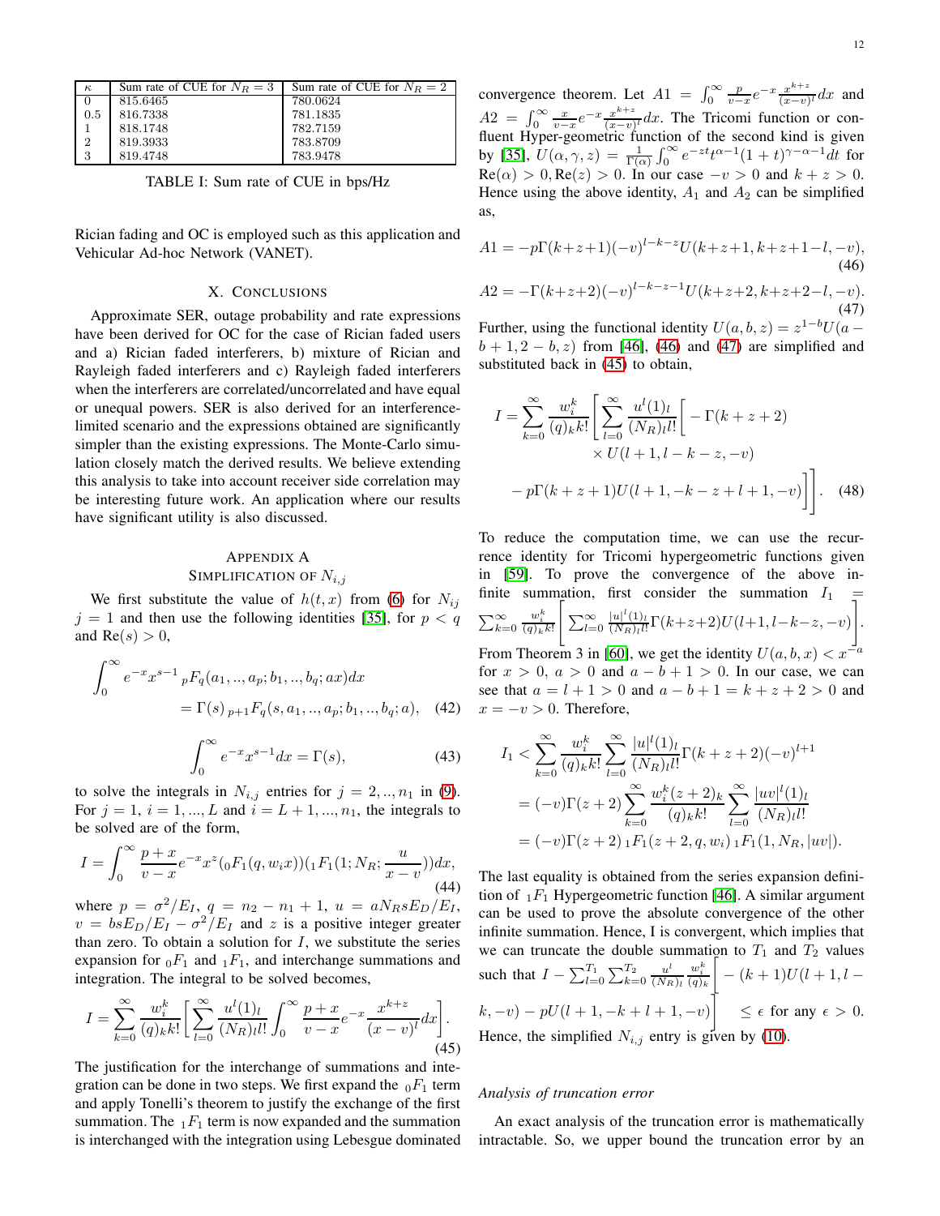| $\kappa$ | Sum rate of CUE for $N_R = 3$ | Sum rate of CUE for $N_R = 2$ |
|---|---|---|
| 0 | 815.6465 | 780.0624 |
| 0.5 | 816.7338 | 781.1835 |
| 1 | 818.1748 | 782.7159 |
| 2 | 819.3933 | 783.8709 |
| 3 | 819.4748 | 783.9478 |

TABLE I: Sum rate of CUE in bps/Hz

Rician fading and OC is employed such as this application and Vehicular Ad-hoc Network (VANET).

## X. Conclusions

Approximate SER, outage probability and rate expressions have been derived for OC for the case of Rician faded users and a) Rician faded interferers, b) mixture of Rician and Rayleigh faded interferers and c) Rayleigh faded interferers when the interferers are correlated/uncorrelated and have equal or unequal powers. SER is also derived for an interference-limited scenario and the expressions obtained are significantly simpler than the existing expressions. The Monte-Carlo simulation closely match the derived results. We believe extending this analysis to take into account receiver side correlation may be interesting future work. An application where our results have significant utility is also discussed.

## Appendix A
## Simplification of $N_{i,j}$

We first substitute the value of $h(t, x)$ from (6) for $N_{ij}$ $j = 1$ and then use the following identities [35], for $p < q$ and $\text{Re}(s) > 0$,

$$\int_0^\infty e^{-x}x^{s-1}\,{}_pF_q(a_1, .., a_p; b_1, .., b_q; ax)dx = \Gamma(s)\,{}_{p+1}F_q(s, a_1, .., a_p; b_1, .., b_q; a), \quad (42)$$

$$\int_0^\infty e^{-x}x^{s-1}dx = \Gamma(s), \quad (43)$$

to solve the integrals in $N_{i,j}$ entries for $j = 2, .., n_1$ in (9). For $j = 1$, $i = 1, ..., L$ and $i = L+1, ..., n_1$, the integrals to be solved are of the form,

$$I = \int_0^\infty \frac{p + x}{v - x} e^{-x} x^z ({}_0F_1(q, w_i x))({}_1F_1(1; N_R; \frac{u}{x - v}))dx, \quad (44)$$

where $p = \sigma^2/E_I$, $q = n_2 - n_1 + 1$, $u = aN_R sE_D/E_I$, $v = bsE_D/E_I - \sigma^2/E_I$ and $z$ is a positive integer greater than zero. To obtain a solution for $I$, we substitute the series expansion for ${}_0F_1$ and ${}_1F_1$, and interchange summations and integration. The integral to be solved becomes,

$$I = \sum_{k=0}^\infty \frac{w_i^k}{(q)_k k!}\Bigg[\sum_{l=0}^\infty \frac{u^l (1)_l}{(N_R)_l l!}\int_0^\infty \frac{p + x}{v - x} e^{-x}\frac{x^{k+z}}{(x - v)^l}dx\Bigg]. \quad (45)$$

The justification for the interchange of summations and integration can be done in two steps. We first expand the ${}_0F_1$ term and apply Tonelli's theorem to justify the exchange of the first summation. The ${}_1F_1$ term is now expanded and the summation is interchanged with the integration using Lebesgue dominated convergence theorem. Let $A1 = \int_0^\infty \frac{p}{v-x}e^{-x}\frac{x^{k+z}}{(x-v)^l}dx$ and $A2 = \int_0^\infty \frac{x}{v-x}e^{-x}\frac{x^{k+z}}{(x-v)^l}dx$. The Tricomi function or confluent Hyper-geometric function of the second kind is given by [35], $U(\alpha, \gamma, z) = \frac{1}{\Gamma(\alpha)}\int_0^\infty e^{-zt}t^{\alpha-1}(1+t)^{\gamma-\alpha-1}dt$ for $\text{Re}(\alpha) > 0, \text{Re}(z) > 0$. In our case $-v > 0$ and $k + z > 0$. Hence using the above identity, $A_1$ and $A_2$ can be simplified as,

$$A1 = -p\Gamma(k+z+1)(-v)^{l-k-z}U(k+z+1, k+z+1-l, -v), \quad (46)$$

$$A2 = -\Gamma(k+z+2)(-v)^{l-k-z-1}U(k+z+2, k+z+2-l, -v). \quad (47)$$

Further, using the functional identity $U(a, b, z) = z^{1-b}U(a - b + 1, 2 - b, z)$ from [46], (46) and (47) are simplified and substituted back in (45) to obtain,

$$I = \sum_{k=0}^\infty \frac{w_i^k}{(q)_k k!}\Bigg[\sum_{l=0}^\infty \frac{u^l (1)_l}{(N_R)_l l!}\Bigg[-\Gamma(k+z+2) \times U(l+1, l-k-z, -v) - p\Gamma(k+z+1)U(l+1, -k-z+l+1, -v)\Bigg]\Bigg]. \quad (48)$$

To reduce the computation time, we can use the recurrence identity for Tricomi hypergeometric functions given in [59]. To prove the convergence of the above infinite summation, first consider the summation $I_1 = \sum_{k=0}^\infty \frac{w_i^k}{(q)_k k!}\Bigg[\sum_{l=0}^\infty \frac{|u|^l(1)_l}{(N_R)_l l!}\Gamma(k+z+2)U(l+1, l-k-z, -v)\Bigg]$. From Theorem 3 in [60], we get the identity $U(a, b, x) < x^{-a}$ for $x > 0$, $a > 0$ and $a - b + 1 > 0$. In our case, we can see that $a = l + 1 > 0$ and $a - b + 1 = k + z + 2 > 0$ and $x = -v > 0$. Therefore,

$$\begin{aligned} I_1 &< \sum_{k=0}^\infty \frac{w_i^k}{(q)_k k!}\sum_{l=0}^\infty \frac{|u|^l(1)_l}{(N_R)_l l!}\Gamma(k+z+2)(-v)^{l+1} \\ &= (-v)\Gamma(z+2)\sum_{k=0}^\infty \frac{w_i^k (z+2)_k}{(q)_k k!}\sum_{l=0}^\infty \frac{|uv|^l(1)_l}{(N_R)_l l!} \\ &= (-v)\Gamma(z+2)\,{}_1F_1(z+2, q, w_i)\,{}_1F_1(1, N_R, |uv|). \end{aligned}$$

The last equality is obtained from the series expansion definition of ${}_1F_1$ Hypergeometric function [46]. A similar argument can be used to prove the absolute convergence of the other infinite summation. Hence, I is convergent, which implies that we can truncate the double summation to $T_1$ and $T_2$ values such that $I - \sum_{l=0}^{T_1}\sum_{k=0}^{T_2}\frac{u^l}{(N_R)_l}\frac{w_i^k}{(q)_k}\Bigg[-(k+1)U(l+1, l-k, -v) - pU(l+1, -k+l+1, -v)\Bigg] \leq \epsilon$ for any $\epsilon > 0$. Hence, the simplified $N_{i,j}$ entry is given by (10).

### *Analysis of truncation error*

An exact analysis of the truncation error is mathematically intractable. So, we upper bound the truncation error by an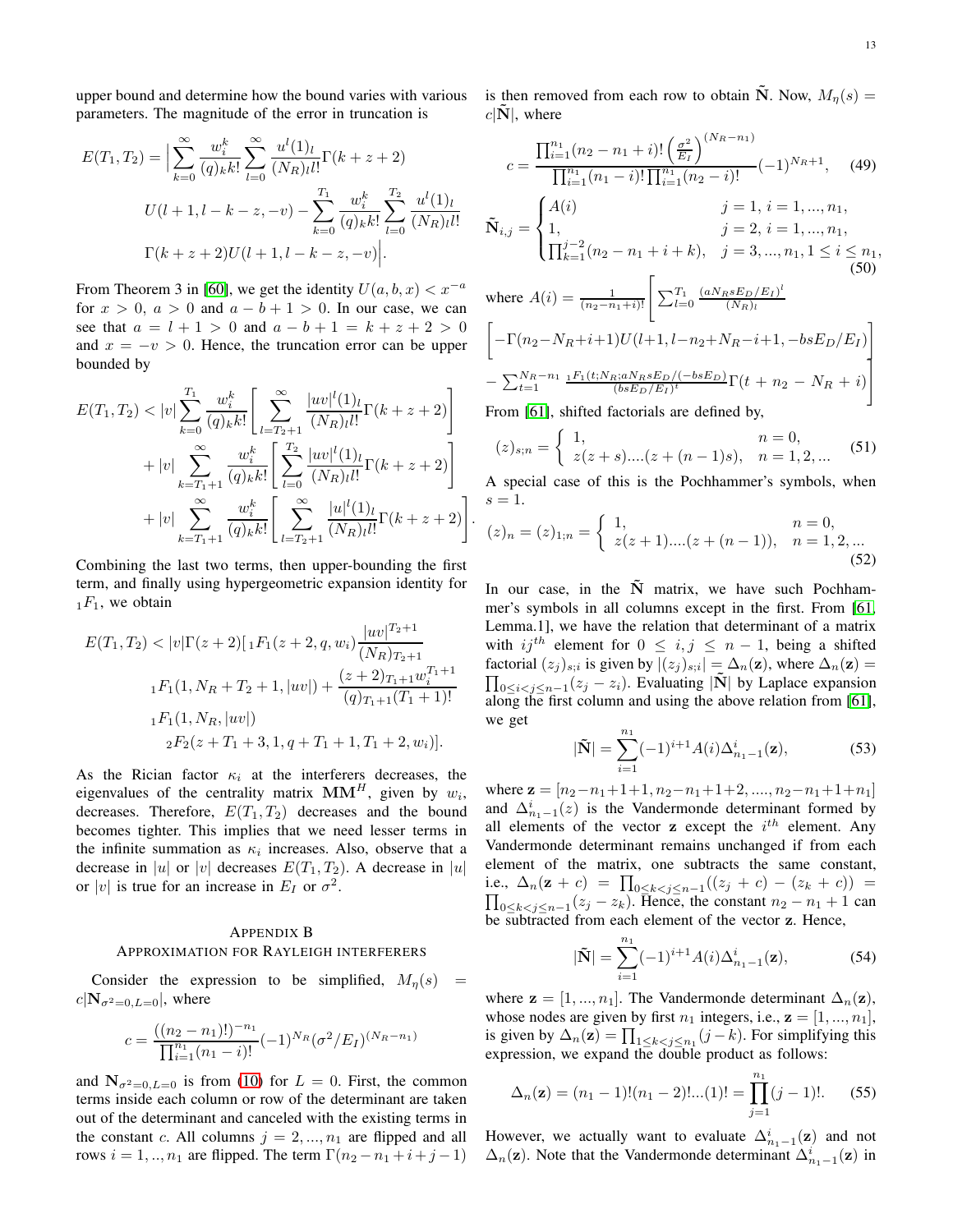upper bound and determine how the bound varies with various parameters. The magnitude of the error in truncation is

$$E(T_1,T_2) = \Big| \sum_{k=0}^{\infty} \frac{w_i^k}{(q)_k k!} \sum_{l=0}^{\infty} \frac{u^l(1)_l}{(N_R)_l l!} \Gamma(k+z+2)$$
$$U(l+1, l-k-z, -v) - \sum_{k=0}^{T_1} \frac{w_i^k}{(q)_k k!} \sum_{l=0}^{T_2} \frac{u^l(1)_l}{(N_R)_l l!}$$
$$\Gamma(k+z+2) U(l+1, l-k-z, -v) \Big|.$$

From Theorem 3 in [60], we get the identity $U(a,b,x) < x^{-a}$ for $x > 0$, $a > 0$ and $a - b + 1 > 0$. In our case, we can see that $a = l + 1 > 0$ and $a - b + 1 = k + z + 2 > 0$ and $x = -v > 0$. Hence, the truncation error can be upper bounded by

$$E(T_1,T_2) < |v| \sum_{k=0}^{T_1} \frac{w_i^k}{(q)_k k!} \left[ \sum_{l=T_2+1}^{\infty} \frac{|uv|^l (1)_l}{(N_R)_l l!} \Gamma(k+z+2) \right]$$
$$+ |v| \sum_{k=T_1+1}^{\infty} \frac{w_i^k}{(q)_k k!} \left[ \sum_{l=0}^{T_2} \frac{|uv|^l (1)_l}{(N_R)_l l!} \Gamma(k+z+2) \right]$$
$$+ |v| \sum_{k=T_1+1}^{\infty} \frac{w_i^k}{(q)_k k!} \left[ \sum_{l=T_2+1}^{\infty} \frac{|u|^l (1)_l}{(N_R)_l l!} \Gamma(k+z+2) \right].$$

Combining the last two terms, then upper-bounding the first term, and finally using hypergeometric expansion identity for ${}_1F_1$, we obtain

$$E(T_1,T_2) < |v| \Gamma(z+2) [ {}_1F_1(z+2, q, w_i) \frac{|uv|^{T_2+1}}{(N_R)_{T_2+1}}$$
$${}_1F_1(1, N_R + T_2 + 1, |uv|) + \frac{(z+2)_{T_1+1} w_i^{T_1+1}}{(q)_{T_1+1}(T_1+1)!}$$
$${}_1F_1(1, N_R, |uv|)$$
$${}_2F_2(z + T_1 + 3, 1, q + T_1 + 1, T_1 + 2, w_i)].$$

As the Rician factor $\kappa_i$ at the interferers decreases, the eigenvalues of the centrality matrix $\mathbf{M}\mathbf{M}^H$, given by $w_i$, decreases. Therefore, $E(T_1,T_2)$ decreases and the bound becomes tighter. This implies that we need lesser terms in the infinite summation as $\kappa_i$ increases. Also, observe that a decrease in $|u|$ or $|v|$ decreases $E(T_1,T_2)$. A decrease in $|u|$ or $|v|$ is true for an increase in $E_I$ or $\sigma^2$.

## Appendix B
## Approximation for Rayleigh Interferers

Consider the expression to be simplified, $M_\eta(s) = c|\mathbf{N}_{\sigma^2=0,L=0}|$, where

$$c = \frac{((n_2-n_1)!)^{-n_1}}{\prod_{i=1}^{n_1}(n_1-i)!}(-1)^{N_R}(\sigma^2/E_I)^{(N_R-n_1)}$$

and $\mathbf{N}_{\sigma^2=0,L=0}$ is from (10) for $L = 0$. First, the common terms inside each column or row of the determinant are taken out of the determinant and canceled with the existing terms in the constant $c$. All columns $j = 2, ..., n_1$ are flipped and all rows $i = 1, .., n_1$ are flipped. The term $\Gamma(n_2 - n_1 + i + j - 1)$ is then removed from each row to obtain $\tilde{\mathbf{N}}$. Now, $M_\eta(s) = c|\tilde{\mathbf{N}}|$, where

$$c = \frac{\prod_{i=1}^{n_1}(n_2-n_1+i)! \left(\frac{\sigma^2}{E_I}\right)^{(N_R-n_1)}}{\prod_{i=1}^{n_1}(n_1-i)! \prod_{i=1}^{n_1}(n_2-i)!}(-1)^{N_R+1}, \quad (49)$$

$$\tilde{\mathbf{N}}_{i,j} = \begin{cases} A(i) & j=1,\, i=1,...,n_1, \\ 1, & j=2,\, i=1,...,n_1, \\ \prod_{k=1}^{j-2}(n_2-n_1+i+k), & j=3,...,n_1, 1 \le i \le n_1, \end{cases} \quad (50)$$

where $A(i) = \frac{1}{(n_2-n_1+i)!}\Bigg[ \sum_{l=0}^{T_1} \frac{(aN_R s E_D/E_I)^l}{(N_R)_l}$
$\Big[ -\Gamma(n_2-N_R+i+1) U(l+1, l-n_2+N_R-i+1, -bsE_D/E_I) \Big]$
$- \sum_{t=1}^{N_R-n_1} \frac{{}_1F_1(t;N_R;aN_R s E_D/(-bsE_D)}{(bsE_D/E_I)^t} \Gamma(t + n_2 - N_R + i) \Bigg]$

From [61], shifted factorials are defined by,

$$(z)_{s;n} = \begin{cases} 1, & n=0, \\ z(z+s)....(z+(n-1)s), & n=1,2,... \end{cases} \quad (51)$$

A special case of this is the Pochhammer's symbols, when $s = 1$.

$$(z)_n = (z)_{1;n} = \begin{cases} 1, & n=0, \\ z(z+1)....(z+(n-1)), & n=1,2,... \end{cases} \quad (52)$$

In our case, in the $\tilde{\mathbf{N}}$ matrix, we have such Pochhammer's symbols in all columns except in the first. From [61, Lemma.1], we have the relation that determinant of a matrix with $ij^{th}$ element for $0 \le i,j \le n-1$, being a shifted factorial $(z_j)_{s;i}$ is given by $|(z_j)_{s;i}| = \Delta_n(\mathbf{z})$, where $\Delta_n(\mathbf{z}) = \prod_{0 \le i < j \le n-1}(z_j - z_i)$. Evaluating $|\tilde{\mathbf{N}}|$ by Laplace expansion along the first column and using the above relation from [61], we get

$$|\tilde{\mathbf{N}}| = \sum_{i=1}^{n_1}(-1)^{i+1}A(i)\Delta_{n_1-1}^i(\mathbf{z}), \quad (53)$$

where $\mathbf{z} = [n_2-n_1+1+1, n_2-n_1+1+2, ...., n_2-n_1+1+n_1]$ and $\Delta_{n_1-1}^i(z)$ is the Vandermonde determinant formed by all elements of the vector $\mathbf{z}$ except the $i^{th}$ element. Any Vandermonde determinant remains unchanged if from each element of the matrix, one subtracts the same constant, i.e., $\Delta_n(\mathbf{z}+c) = \prod_{0 \le k < j \le n-1}((z_j+c)-(z_k+c)) = \prod_{0 \le k < j \le n-1}(z_j - z_k)$. Hence, the constant $n_2 - n_1 + 1$ can be subtracted from each element of the vector $\mathbf{z}$. Hence,

$$|\tilde{\mathbf{N}}| = \sum_{i=1}^{n_1}(-1)^{i+1}A(i)\Delta_{n_1-1}^i(\mathbf{z}), \quad (54)$$

where $\mathbf{z} = [1, ..., n_1]$. The Vandermonde determinant $\Delta_n(\mathbf{z})$, whose nodes are given by first $n_1$ integers, i.e., $\mathbf{z} = [1, ..., n_1]$, is given by $\Delta_n(\mathbf{z}) = \prod_{1 \le k < j \le n_1}(j-k)$. For simplifying this expression, we expand the double product as follows:

$$\Delta_n(\mathbf{z}) = (n_1-1)!(n_1-2)!...(1)! = \prod_{j=1}^{n_1}(j-1)!. \quad (55)$$

However, we actually want to evaluate $\Delta_{n_1-1}^i(\mathbf{z})$ and not $\Delta_n(\mathbf{z})$. Note that the Vandermonde determinant $\Delta_{n_1-1}^i(\mathbf{z})$ in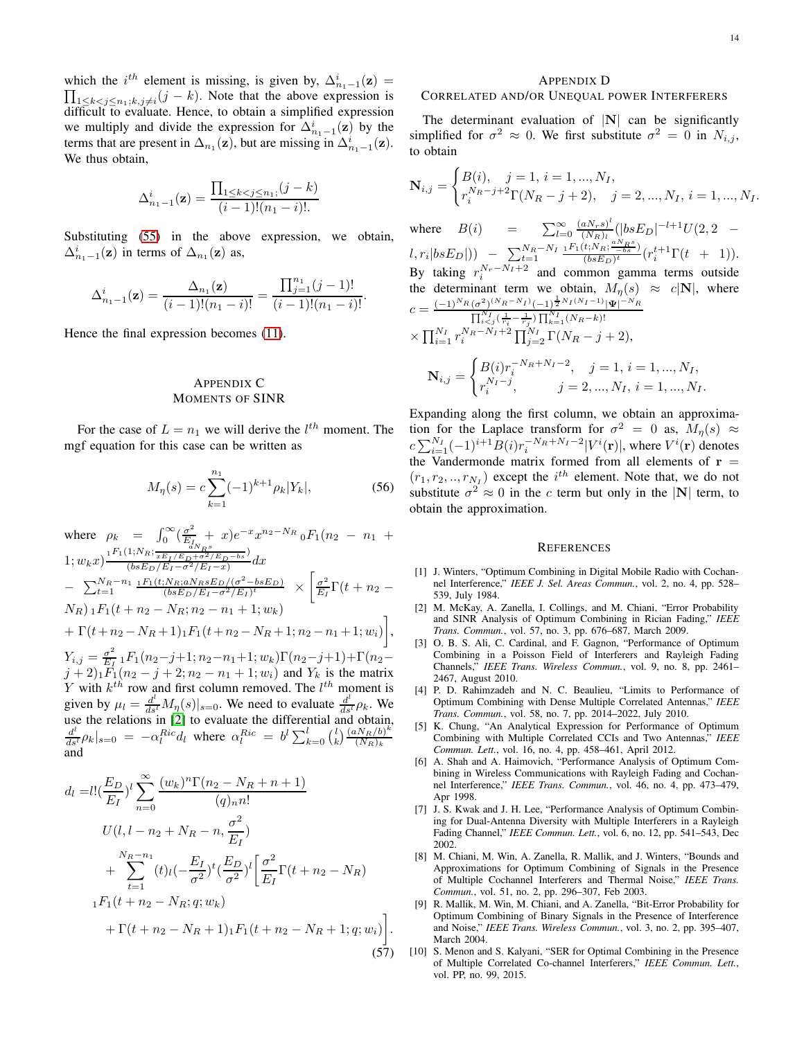which the $i^{th}$ element is missing, is given by, $\Delta^i_{n_1-1}(\mathbf{z}) = \prod_{1\le k<j\le n_1; k,j\ne i}(j-k)$. Note that the above expression is difficult to evaluate. Hence, to obtain a simplified expression we multiply and divide the expression for $\Delta^i_{n_1-1}(\mathbf{z})$ by the terms that are present in $\Delta_{n_1}(\mathbf{z})$, but are missing in $\Delta^i_{n_1-1}(\mathbf{z})$. We thus obtain,

$$\Delta^i_{n_1-1}(\mathbf{z}) = \frac{\prod_{1\le k<j\le n_1;}(j-k)}{(i-1)!(n_1-i)!.}$$

Substituting (55) in the above expression, we obtain, $\Delta^i_{n_1-1}(\mathbf{z})$ in terms of $\Delta_{n_1}(\mathbf{z})$ as,

$$\Delta^i_{n_1-1}(\mathbf{z}) = \frac{\Delta_{n_1}(\mathbf{z})}{(i-1)!(n_1-i)!} = \frac{\prod_{j=1}^{n_1}(j-1)!}{(i-1)!(n_1-i)!}.$$

Hence the final expression becomes (11).

## Appendix C
## Moments of SINR

For the case of $L = n_1$ we will derive the $l^{th}$ moment. The mgf equation for this case can be written as

$$M_\eta(s) = c\sum_{k=1}^{n_1}(-1)^{k+1}\rho_k|Y_k|, \tag{56}$$

where $\rho_k = \int_0^\infty (\frac{\sigma^2}{E_I}+x)e^{-x}x^{n_2-N_R}\,{}_0F_1(n_2-n_1+1;w_kx)\frac{{}_1F_1(1;N_R;\frac{aN_Rs}{xE_I/E_D+\sigma^2/E_D-bs})}{(bsE_D/E_I-\sigma^2/E_I-x)}dx$
$-\sum_{t=1}^{N_R-n_1}\frac{{}_1F_1(t;N_R;aN_RsE_D/(\sigma^2-bsE_D))}{(bsE_D/E_I-\sigma^2/E_I)^t}\times\Bigg[\frac{\sigma^2}{E_I}\Gamma(t+n_2-N_R)\,{}_1F_1(t+n_2-N_R;n_2-n_1+1;w_k)$
$+\Gamma(t+n_2-N_R+1){}_1F_1(t+n_2-N_R+1;n_2-n_1+1;w_i)\Bigg]$,
$Y_{i,j} = \frac{\sigma^2}{E_I}\,{}_1F_1(n_2-j+1;n_2-n_1+1;w_k)\Gamma(n_2-j+1)+\Gamma(n_2-j+2){}_1F_1(n_2-j+2;n_2-n_1+1;w_i)$ and $Y_k$ is the matrix $Y$ with $k^{th}$ row and first column removed. The $l^{th}$ moment is given by $\mu_l = \frac{d^l}{ds^l}M_\eta(s)|_{s=0}$. We need to evaluate $\frac{d^l}{ds^l}\rho_k$. We use the relations in [2] to evaluate the differential and obtain, $\frac{d^l}{ds^l}\rho_k|_{s=0} = -\alpha_l^{Ric}d_l$ where $\alpha_l^{Ric} = b^l\sum_{k=0}^{l}\binom{l}{k}\frac{(aN_R/b)^k}{(N_R)_k}$ and

$$\begin{aligned}
d_l =& l!(\frac{E_D}{E_I})^l\sum_{n=0}^{\infty}\frac{(w_k)^n\Gamma(n_2-N_R+n+1)}{(q)_n n!}\\
&U(l,l-n_2+N_R-n,\frac{\sigma^2}{E_I})\\
&+\sum_{t=1}^{N_R-n_1}(t)_l(-\frac{E_I}{\sigma^2})^t(\frac{E_D}{\sigma^2})^l\Bigg[\frac{\sigma^2}{E_I}\Gamma(t+n_2-N_R)\\
&{}_1F_1(t+n_2-N_R;q;w_k)\\
&+\Gamma(t+n_2-N_R+1){}_1F_1(t+n_2-N_R+1;q;w_i)\Bigg].
\end{aligned} \tag{57}$$

## Appendix D
## Correlated and/or Unequal power Interferers

The determinant evaluation of $|\mathbf{N}|$ can be significantly simplified for $\sigma^2 \approx 0$. We first substitute $\sigma^2 = 0$ in $N_{i,j}$, to obtain

$$\mathbf{N}_{i,j} = \begin{cases} B(i), & j=1,\, i=1,...,N_I,\\ r_i^{N_R-j+2}\Gamma(N_R-j+2), & j=2,...,N_I,\, i=1,...,N_I. \end{cases}$$

where $B(i) = \sum_{l=0}^{\infty}\frac{(aN_rs)^l}{(N_R)_l}(|bsE_D|^{-l+1}U(2,2-l,r_i|bsE_D|)) - \sum_{t=1}^{N_R-N_I}\frac{{}_1F_1(t;N_R;\frac{aN_Rs}{-bs})}{(bsE_D)^t}(r_i^{t+1}\Gamma(t+1))$. By taking $r_i^{N_r-N_I+2}$ and common gamma terms outside the determinant term we obtain, $M_\eta(s) \approx c|\mathbf{N}|$, where $c = \frac{(-1)^{N_R}(\sigma^2)^{(N_R-N_I)}(-1)^{\frac{1}{2}N_I(N_I-1)}|\mathbf{\Psi}|^{-N_R}}{\prod_{i<j}^{N_I}(\frac{1}{r_i}-\frac{1}{r_j})\prod_{k=1}^{N_I}(N_R-k)!}$
$\times\prod_{i=1}^{N_I}r_i^{N_R-N_I+2}\prod_{j=2}^{N_I}\Gamma(N_R-j+2)$,

$$\mathbf{N}_{i,j} = \begin{cases} B(i)r_i^{-N_R+N_I-2}, & j=1,\, i=1,...,N_I,\\ r_i^{N_I-j}, & j=2,...,N_I,\, i=1,...,N_I. \end{cases}$$

Expanding along the first column, we obtain an approximation for the Laplace transform for $\sigma^2 = 0$ as, $M_\eta(s) \approx c\sum_{i=1}^{N_I}(-1)^{i+1}B(i)r_i^{-N_R+N_I-2}|V^i(\mathbf{r})|$, where $V^i(\mathbf{r})$ denotes the Vandermonde matrix formed from all elements of $\mathbf{r} = (r_1, r_2, .., r_{N_I})$ except the $i^{th}$ element. Note that, we do not substitute $\sigma^2 \approx 0$ in the $c$ term but only in the $|\mathbf{N}|$ term, to obtain the approximation.

## References

[1] J. Winters, "Optimum Combining in Digital Mobile Radio with Cochannel Interference," *IEEE J. Sel. Areas Commun.*, vol. 2, no. 4, pp. 528–539, July 1984.

[2] M. McKay, A. Zanella, I. Collings, and M. Chiani, "Error Probability and SINR Analysis of Optimum Combining in Rician Fading," *IEEE Trans. Commun.*, vol. 57, no. 3, pp. 676–687, March 2009.

[3] O. B. S. Ali, C. Cardinal, and F. Gagnon, "Performance of Optimum Combining in a Poisson Field of Interferers and Rayleigh Fading Channels," *IEEE Trans. Wireless Commun.*, vol. 9, no. 8, pp. 2461–2467, August 2010.

[4] P. D. Rahimzadeh and N. C. Beaulieu, "Limits to Performance of Optimum Combining with Dense Multiple Correlated Antennas," *IEEE Trans. Commun.*, vol. 58, no. 7, pp. 2014–2022, July 2010.

[5] K. Chung, "An Analytical Expression for Performance of Optimum Combining with Multiple Correlated CCIs and Two Antennas," *IEEE Commun. Lett.*, vol. 16, no. 4, pp. 458–461, April 2012.

[6] A. Shah and A. Haimovich, "Performance Analysis of Optimum Combining in Wireless Communications with Rayleigh Fading and Cochannel Interference," *IEEE Trans. Commun.*, vol. 46, no. 4, pp. 473–479, Apr 1998.

[7] J. S. Kwak and J. H. Lee, "Performance Analysis of Optimum Combining for Dual-Antenna Diversity with Multiple Interferers in a Rayleigh Fading Channel," *IEEE Commun. Lett.*, vol. 6, no. 12, pp. 541–543, Dec 2002.

[8] M. Chiani, M. Win, A. Zanella, R. Mallik, and J. Winters, "Bounds and Approximations for Optimum Combining of Signals in the Presence of Multiple Cochannel Interferers and Thermal Noise," *IEEE Trans. Commun.*, vol. 51, no. 2, pp. 296–307, Feb 2003.

[9] R. Mallik, M. Win, M. Chiani, and A. Zanella, "Bit-Error Probability for Optimum Combining of Binary Signals in the Presence of Interference and Noise," *IEEE Trans. Wireless Commun.*, vol. 3, no. 2, pp. 395–407, March 2004.

[10] S. Menon and S. Kalyani, "SER for Optimal Combining in the Presence of Multiple Correlated Co-channel Interferers," *IEEE Commun. Lett.*, vol. PP, no. 99, 2015.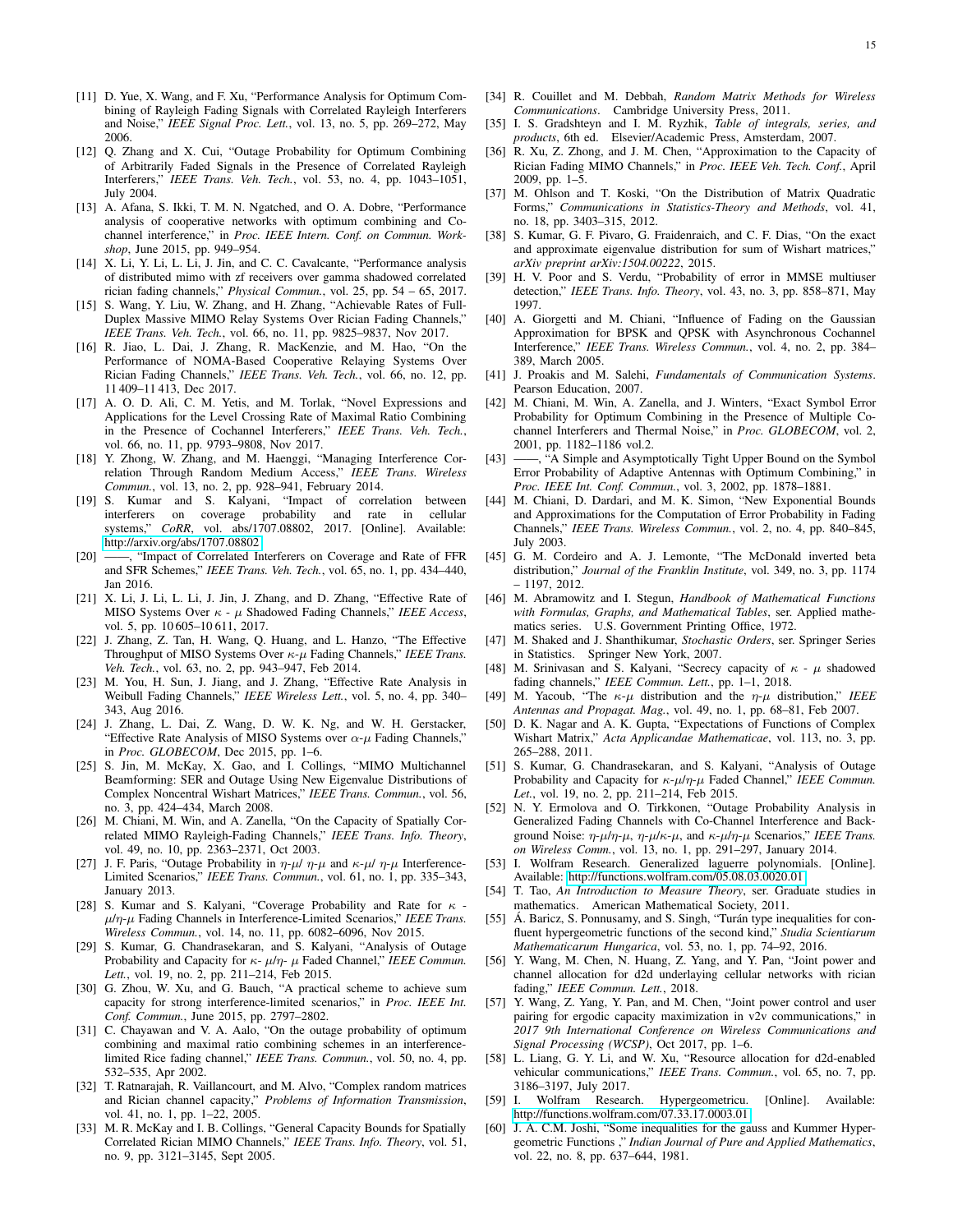[11] D. Yue, X. Wang, and F. Xu, "Performance Analysis for Optimum Combining of Rayleigh Fading Signals with Correlated Rayleigh Interferers and Noise," *IEEE Signal Proc. Lett.*, vol. 13, no. 5, pp. 269–272, May 2006.

[12] Q. Zhang and X. Cui, "Outage Probability for Optimum Combining of Arbitrarily Faded Signals in the Presence of Correlated Rayleigh Interferers," *IEEE Trans. Veh. Tech.*, vol. 53, no. 4, pp. 1043–1051, July 2004.

[13] A. Afana, S. Ikki, T. M. N. Ngatched, and O. A. Dobre, "Performance analysis of cooperative networks with optimum combining and Cochannel interference," in *Proc. IEEE Intern. Conf. on Commun. Workshop*, June 2015, pp. 949–954.

[14] X. Li, Y. Li, L. Li, J. Jin, and C. C. Cavalcante, "Performance analysis of distributed mimo with zf receivers over gamma shadowed correlated rician fading channels," *Physical Commun.*, vol. 25, pp. 54 – 65, 2017.

[15] S. Wang, Y. Liu, W. Zhang, and H. Zhang, "Achievable Rates of Full-Duplex Massive MIMO Relay Systems Over Rician Fading Channels," *IEEE Trans. Veh. Tech.*, vol. 66, no. 11, pp. 9825–9837, Nov 2017.

[16] R. Jiao, L. Dai, J. Zhang, R. MacKenzie, and M. Hao, "On the Performance of NOMA-Based Cooperative Relaying Systems Over Rician Fading Channels," *IEEE Trans. Veh. Tech.*, vol. 66, no. 12, pp. 11 409–11 413, Dec 2017.

[17] A. O. D. Ali, C. M. Yetis, and M. Torlak, "Novel Expressions and Applications for the Level Crossing Rate of Maximal Ratio Combining in the Presence of Cochannel Interferers," *IEEE Trans. Veh. Tech.*, vol. 66, no. 11, pp. 9793–9808, Nov 2017.

[18] Y. Zhong, W. Zhang, and M. Haenggi, "Managing Interference Correlation Through Random Medium Access," *IEEE Trans. Wireless Commun.*, vol. 13, no. 2, pp. 928–941, February 2014.

[19] S. Kumar and S. Kalyani, "Impact of correlation between interferers on coverage probability and rate in cellular systems," *CoRR*, vol. abs/1707.08802, 2017. [Online]. Available: http://arxiv.org/abs/1707.08802

[20] ——, "Impact of Correlated Interferers on Coverage and Rate of FFR and SFR Schemes," *IEEE Trans. Veh. Tech.*, vol. 65, no. 1, pp. 434–440, Jan 2016.

[21] X. Li, J. Li, L. Li, J. Jin, J. Zhang, and D. Zhang, "Effective Rate of MISO Systems Over $\kappa$ - $\mu$ Shadowed Fading Channels," *IEEE Access*, vol. 5, pp. 10 605–10 611, 2017.

[22] J. Zhang, Z. Tan, H. Wang, Q. Huang, and L. Hanzo, "The Effective Throughput of MISO Systems Over $\kappa$-$\mu$ Fading Channels," *IEEE Trans. Veh. Tech.*, vol. 63, no. 2, pp. 943–947, Feb 2014.

[23] M. You, H. Sun, J. Jiang, and J. Zhang, "Effective Rate Analysis in Weibull Fading Channels," *IEEE Wireless Lett.*, vol. 5, no. 4, pp. 340–343, Aug 2016.

[24] J. Zhang, L. Dai, Z. Wang, D. W. K. Ng, and W. H. Gerstacker, "Effective Rate Analysis of MISO Systems over $\alpha$-$\mu$ Fading Channels," in *Proc. GLOBECOM*, Dec 2015, pp. 1–6.

[25] S. Jin, M. McKay, X. Gao, and I. Collings, "MIMO Multichannel Beamforming: SER and Outage Using New Eigenvalue Distributions of Complex Noncentral Wishart Matrices," *IEEE Trans. Commun.*, vol. 56, no. 3, pp. 424–434, March 2008.

[26] M. Chiani, M. Win, and A. Zanella, "On the Capacity of Spatially Correlated MIMO Rayleigh-Fading Channels," *IEEE Trans. Info. Theory*, vol. 49, no. 10, pp. 2363–2371, Oct 2003.

[27] J. F. Paris, "Outage Probability in $\eta$-$\mu$/ $\eta$-$\mu$ and $\kappa$-$\mu$/ $\eta$-$\mu$ Interference-Limited Scenarios," *IEEE Trans. Commun.*, vol. 61, no. 1, pp. 335–343, January 2013.

[28] S. Kumar and S. Kalyani, "Coverage Probability and Rate for $\kappa$ - $\mu$/$\eta$-$\mu$ Fading Channels in Interference-Limited Scenarios," *IEEE Trans. Wireless Commun.*, vol. 14, no. 11, pp. 6082–6096, Nov 2015.

[29] S. Kumar, G. Chandrasekaran, and S. Kalyani, "Analysis of Outage Probability and Capacity for $\kappa$- $\mu$/$\eta$- $\mu$ Faded Channel," *IEEE Commun. Lett.*, vol. 19, no. 2, pp. 211–214, Feb 2015.

[30] G. Zhou, W. Xu, and G. Bauch, "A practical scheme to achieve sum capacity for strong interference-limited scenarios," in *Proc. IEEE Int. Conf. Commun.*, June 2015, pp. 2797–2802.

[31] C. Chayawan and V. A. Aalo, "On the outage probability of optimum combining and maximal ratio combining schemes in an interference-limited Rice fading channel," *IEEE Trans. Commun.*, vol. 50, no. 4, pp. 532–535, Apr 2002.

[32] T. Ratnarajah, R. Vaillancourt, and M. Alvo, "Complex random matrices and Rician channel capacity," *Problems of Information Transmission*, vol. 41, no. 1, pp. 1–22, 2005.

[33] M. R. McKay and I. B. Collings, "General Capacity Bounds for Spatially Correlated Rician MIMO Channels," *IEEE Trans. Info. Theory*, vol. 51, no. 9, pp. 3121–3145, Sept 2005.

[34] R. Couillet and M. Debbah, *Random Matrix Methods for Wireless Communications*. Cambridge University Press, 2011.

[35] I. S. Gradshteyn and I. M. Ryzhik, *Table of integrals, series, and products*, 6th ed. Elsevier/Academic Press, Amsterdam, 2007.

[36] R. Xu, Z. Zhong, and J. M. Chen, "Approximation to the Capacity of Rician Fading MIMO Channels," in *Proc. IEEE Veh. Tech. Conf.*, April 2009, pp. 1–5.

[37] M. Ohlson and T. Koski, "On the Distribution of Matrix Quadratic Forms," *Communications in Statistics-Theory and Methods*, vol. 41, no. 18, pp. 3403–315, 2012.

[38] S. Kumar, G. F. Pivaro, G. Fraidenraich, and C. F. Dias, "On the exact and approximate eigenvalue distribution for sum of Wishart matrices," *arXiv preprint arXiv:1504.00222*, 2015.

[39] H. V. Poor and S. Verdu, "Probability of error in MMSE multiuser detection," *IEEE Trans. Info. Theory*, vol. 43, no. 3, pp. 858–871, May 1997.

[40] A. Giorgetti and M. Chiani, "Influence of Fading on the Gaussian Approximation for BPSK and QPSK with Asynchronous Cochannel Interference," *IEEE Trans. Wireless Commun.*, vol. 4, no. 2, pp. 384–389, March 2005.

[41] J. Proakis and M. Salehi, *Fundamentals of Communication Systems*. Pearson Education, 2007.

[42] M. Chiani, M. Win, A. Zanella, and J. Winters, "Exact Symbol Error Probability for Optimum Combining in the Presence of Multiple Cochannel Interferers and Thermal Noise," in *Proc. GLOBECOM*, vol. 2, 2001, pp. 1182–1186 vol.2.

[43] ——, "A Simple and Asymptotically Tight Upper Bound on the Symbol Error Probability of Adaptive Antennas with Optimum Combining," in *Proc. IEEE Int. Conf. Commun.*, vol. 3, 2002, pp. 1878–1881.

[44] M. Chiani, D. Dardari, and M. K. Simon, "New Exponential Bounds and Approximations for the Computation of Error Probability in Fading Channels," *IEEE Trans. Wireless Commun.*, vol. 2, no. 4, pp. 840–845, July 2003.

[45] G. M. Cordeiro and A. J. Lemonte, "The McDonald inverted beta distribution," *Journal of the Franklin Institute*, vol. 349, no. 3, pp. 1174 – 1197, 2012.

[46] M. Abramowitz and I. Stegun, *Handbook of Mathematical Functions with Formulas, Graphs, and Mathematical Tables*, ser. Applied mathematics series. U.S. Government Printing Office, 1972.

[47] M. Shaked and J. Shanthikumar, *Stochastic Orders*, ser. Springer Series in Statistics. Springer New York, 2007.

[48] M. Srinivasan and S. Kalyani, "Secrecy capacity of $\kappa$ - $\mu$ shadowed fading channels," *IEEE Commun. Lett.*, pp. 1–1, 2018.

[49] M. Yacoub, "The $\kappa$-$\mu$ distribution and the $\eta$-$\mu$ distribution," *IEEE Antennas and Propagat. Mag.*, vol. 49, no. 1, pp. 68–81, Feb 2007.

[50] D. K. Nagar and A. K. Gupta, "Expectations of Functions of Complex Wishart Matrix," *Acta Applicandae Mathematicae*, vol. 113, no. 3, pp. 265–288, 2011.

[51] S. Kumar, G. Chandrasekaran, and S. Kalyani, "Analysis of Outage Probability and Capacity for $\kappa$-$\mu$/$\eta$-$\mu$ Faded Channel," *IEEE Commun. Let.*, vol. 19, no. 2, pp. 211–214, Feb 2015.

[52] N. Y. Ermolova and O. Tirkkonen, "Outage Probability Analysis in Generalized Fading Channels with Co-Channel Interference and Background Noise: $\eta$-$\mu$/$\eta$-$\mu$, $\eta$-$\mu$/$\kappa$-$\mu$, and $\kappa$-$\mu$/$\eta$-$\mu$ Scenarios," *IEEE Trans. on Wireless Comm.*, vol. 13, no. 1, pp. 291–297, January 2014.

[53] I. Wolfram Research. Generalized laguerre polynomials. [Online]. Available: http://functions.wolfram.com/05.08.03.0020.01

[54] T. Tao, *An Introduction to Measure Theory*, ser. Graduate studies in mathematics. American Mathematical Society, 2011.

[55] Á. Baricz, S. Ponnusamy, and S. Singh, "Turán type inequalities for confluent hypergeometric functions of the second kind," *Studia Scientiarum Mathematicarum Hungarica*, vol. 53, no. 1, pp. 74–92, 2016.

[56] Y. Wang, M. Chen, N. Huang, Z. Yang, and Y. Pan, "Joint power and channel allocation for d2d underlaying cellular networks with rician fading," *IEEE Commun. Lett.*, 2018.

[57] Y. Wang, Z. Yang, Y. Pan, and M. Chen, "Joint power control and user pairing for ergodic capacity maximization in v2v communications," in *2017 9th International Conference on Wireless Communications and Signal Processing (WCSP)*, Oct 2017, pp. 1–6.

[58] L. Liang, G. Y. Li, and W. Xu, "Resource allocation for d2d-enabled vehicular communications," *IEEE Trans. Commun.*, vol. 65, no. 7, pp. 3186–3197, July 2017.

[59] I. Wolfram Research. Hypergeometricu. [Online]. Available: http://functions.wolfram.com/07.33.17.0003.01

[60] J. A. C.M. Joshi, "Some inequalities for the gauss and Kummer Hypergeometric Functions ," *Indian Journal of Pure and Applied Mathematics*, vol. 22, no. 8, pp. 637–644, 1981.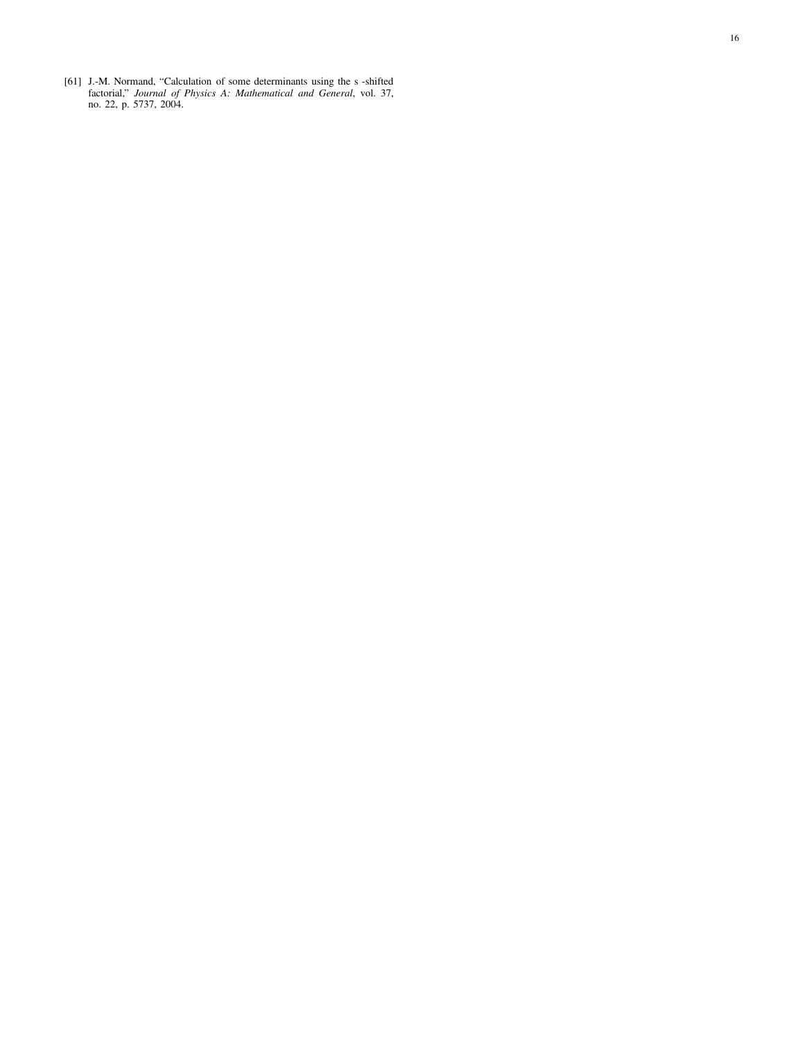[61] J.-M. Normand, "Calculation of some determinants using the s -shifted factorial," *Journal of Physics A: Mathematical and General*, vol. 37, no. 22, p. 5737, 2004.